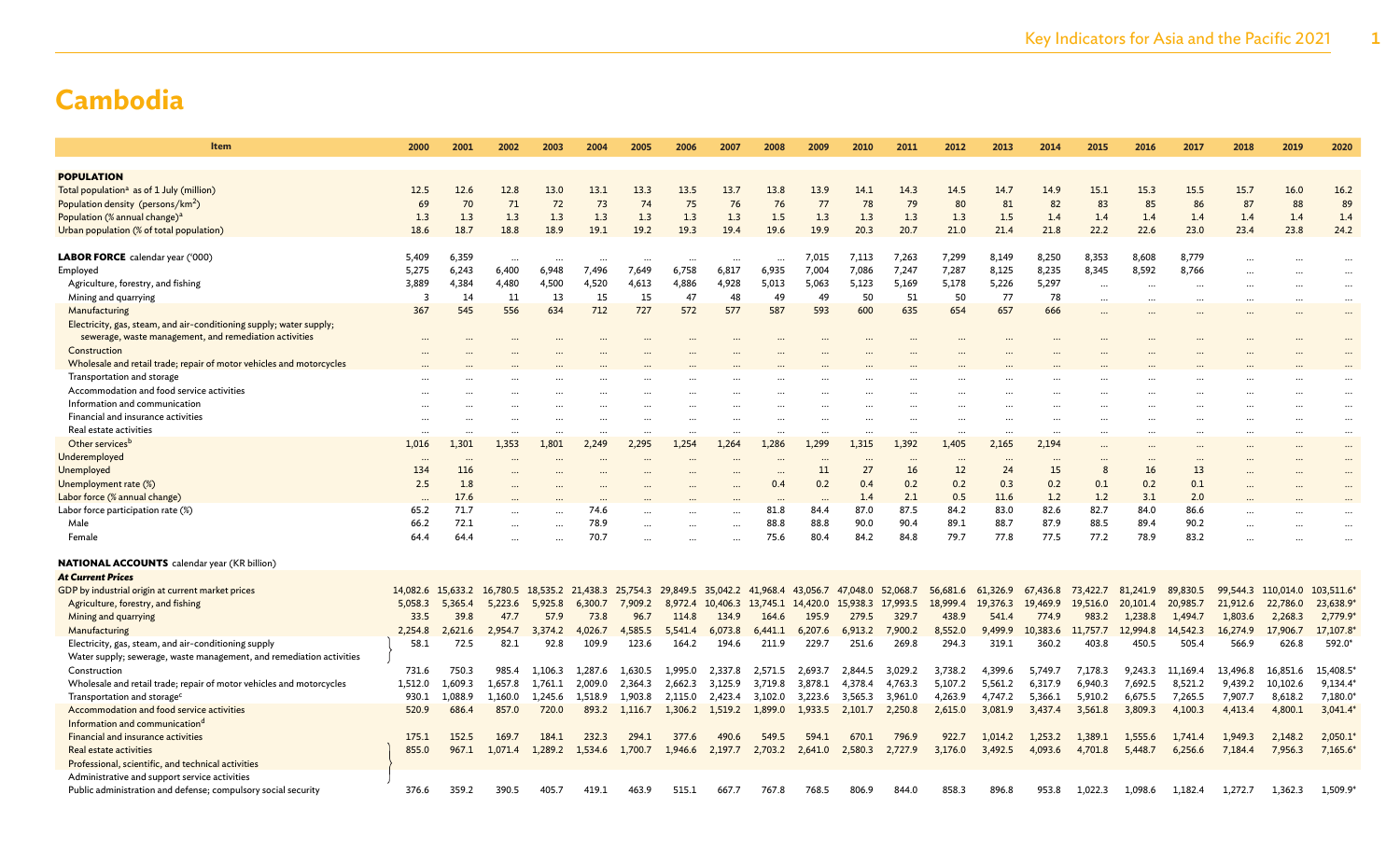# Cambodia

| Item | 2000 | 2001 | 2002 | 2003 | 2004 | 2005 | 2006 | 2007 | 2008 | 2009 | 2010 | 2011 | 2012 | 2013 | 2014 | 2015 | 2016 | 2017 | 2018 | 2019 | 2020 |
|---|---|---|---|---|---|---|---|---|---|---|---|---|---|---|---|---|---|---|---|---|---|
| **POPULATION** | | | | | | | | | | | | | | | | | | | | | |
| Total population[a] as of 1 July (million) | 12.5 | 12.6 | 12.8 | 13.0 | 13.1 | 13.3 | 13.5 | 13.7 | 13.8 | 13.9 | 14.1 | 14.3 | 14.5 | 14.7 | 14.9 | 15.1 | 15.3 | 15.5 | 15.7 | 16.0 | 16.2 |
| Population density (persons/km$^2$) | 69 | 70 | 71 | 72 | 73 | 74 | 75 | 76 | 76 | 77 | 78 | 79 | 80 | 81 | 82 | 83 | 85 | 86 | 87 | 88 | 89 |
| Population (% annual change)[a] | 1.3 | 1.3 | 1.3 | 1.3 | 1.3 | 1.3 | 1.3 | 1.3 | 1.5 | 1.3 | 1.3 | 1.3 | 1.3 | 1.5 | 1.4 | 1.4 | 1.4 | 1.4 | 1.4 | 1.4 | 1.4 |
| Urban population (% of total population) | 18.6 | 18.7 | 18.8 | 18.9 | 19.1 | 19.2 | 19.3 | 19.4 | 19.6 | 19.9 | 20.3 | 20.7 | 21.0 | 21.4 | 21.8 | 22.2 | 22.6 | 23.0 | 23.4 | 23.8 | 24.2 |
| **LABOR FORCE** calendar year ('000) | 5,409 | 6,359 | ... | ... | ... | ... | ... | ... | ... | 7,015 | 7,113 | 7,263 | 7,299 | 8,149 | 8,250 | 8,353 | 8,608 | 8,779 | ... | ... | ... |
| Employed | 5,275 | 6,243 | 6,400 | 6,948 | 7,496 | 7,649 | 6,758 | 6,817 | 6,935 | 7,004 | 7,086 | 7,247 | 7,287 | 8,125 | 8,235 | 8,345 | 8,592 | 8,766 | ... | ... | ... |
| Agriculture, forestry, and fishing | 3,889 | 4,384 | 4,480 | 4,500 | 4,520 | 4,613 | 4,886 | 4,928 | 5,013 | 5,063 | 5,123 | 5,169 | 5,178 | 5,226 | 5,297 | ... | ... | ... | ... | ... | ... |
| Mining and quarrying | 3 | 14 | 11 | 13 | 15 | 15 | 47 | 48 | 49 | 49 | 50 | 51 | 50 | 77 | 78 | ... | ... | ... | ... | ... | ... |
| Manufacturing | 367 | 545 | 556 | 634 | 712 | 727 | 572 | 577 | 587 | 593 | 600 | 635 | 654 | 657 | 666 | ... | ... | ... | ... | ... | ... |
| Electricity, gas, steam, and air-conditioning supply; water supply; sewerage, waste management, and remediation activities | ... | ... | ... | ... | ... | ... | ... | ... | ... | ... | ... | ... | ... | ... | ... | ... | ... | ... | ... | ... | ... |
| Construction | ... | ... | ... | ... | ... | ... | ... | ... | ... | ... | ... | ... | ... | ... | ... | ... | ... | ... | ... | ... | ... |
| Wholesale and retail trade; repair of motor vehicles and motorcycles | ... | ... | ... | ... | ... | ... | ... | ... | ... | ... | ... | ... | ... | ... | ... | ... | ... | ... | ... | ... | ... |
| Transportation and storage | ... | ... | ... | ... | ... | ... | ... | ... | ... | ... | ... | ... | ... | ... | ... | ... | ... | ... | ... | ... | ... |
| Accommodation and food service activities | ... | ... | ... | ... | ... | ... | ... | ... | ... | ... | ... | ... | ... | ... | ... | ... | ... | ... | ... | ... | ... |
| Information and communication | ... | ... | ... | ... | ... | ... | ... | ... | ... | ... | ... | ... | ... | ... | ... | ... | ... | ... | ... | ... | ... |
| Financial and insurance activities | ... | ... | ... | ... | ... | ... | ... | ... | ... | ... | ... | ... | ... | ... | ... | ... | ... | ... | ... | ... | ... |
| Real estate activities | ... | ... | ... | ... | ... | ... | ... | ... | ... | ... | ... | ... | ... | ... | ... | ... | ... | ... | ... | ... | ... |
| Other services[b] | 1,016 | 1,301 | 1,353 | 1,801 | 2,249 | 2,295 | 1,254 | 1,264 | 1,286 | 1,299 | 1,315 | 1,392 | 1,405 | 2,165 | 2,194 | ... | ... | ... | ... | ... | ... |
| Underemployed | ... | ... | ... | ... | ... | ... | ... | ... | ... | ... | ... | ... | ... | ... | ... | ... | ... | ... | ... | ... | ... |
| Unemployed | 134 | 116 | ... | ... | ... | ... | ... | ... | ... | 11 | 27 | 16 | 12 | 24 | 15 | 8 | 16 | 13 | ... | ... | ... |
| Unemployment rate (%) | 2.5 | 1.8 | ... | ... | ... | ... | ... | ... | 0.4 | 0.2 | 0.4 | 0.2 | 0.2 | 0.3 | 0.2 | 0.1 | 0.2 | 0.1 | ... | ... | ... |
| Labor force (% annual change) | ... | 17.6 | ... | ... | ... | ... | ... | ... | ... | ... | 1.4 | 2.1 | 0.5 | 11.6 | 1.2 | 1.2 | 3.1 | 2.0 | ... | ... | ... |
| Labor force participation rate (%) | 65.2 | 71.7 | ... | ... | 74.6 | ... | ... | ... | 81.8 | 84.4 | 87.0 | 87.5 | 84.2 | 83.0 | 82.6 | 82.7 | 84.0 | 86.6 | ... | ... | ... |
| Male | 66.2 | 72.1 | ... | ... | 78.9 | ... | ... | ... | 88.8 | 88.8 | 90.0 | 90.4 | 89.1 | 88.7 | 87.9 | 88.5 | 89.4 | 90.2 | ... | ... | ... |
| Female | 64.4 | 64.4 | ... | ... | 70.7 | ... | ... | ... | 75.6 | 80.4 | 84.2 | 84.8 | 79.7 | 77.8 | 77.5 | 77.2 | 78.9 | 83.2 | ... | ... | ... |
| **NATIONAL ACCOUNTS** calendar year (KR billion) | | | | | | | | | | | | | | | | | | | | | |
| ***At Current Prices*** | | | | | | | | | | | | | | | | | | | | | |
| GDP by industrial origin at current market prices | 14,082.6 | 15,633.2 | 16,780.5 | 18,535.2 | 21,438.3 | 25,754.3 | 29,849.5 | 35,042.2 | 41,968.4 | 43,056.7 | 47,048.0 | 52,068.7 | 56,681.6 | 61,326.9 | 67,436.8 | 73,422.7 | 81,241.9 | 89,830.5 | 99,544.3 | 110,014.0 | 103,511.6* |
| Agriculture, forestry, and fishing | 5,058.3 | 5,365.4 | 5,223.6 | 5,925.8 | 6,300.7 | 7,909.2 | 8,972.4 | 10,406.3 | 13,745.1 | 14,420.0 | 15,938.3 | 17,993.5 | 18,999.4 | 19,376.3 | 19,469.9 | 19,516.0 | 20,101.4 | 20,985.7 | 21,912.6 | 22,786.0 | 23,638.9* |
| Mining and quarrying | 33.5 | 39.8 | 47.7 | 57.9 | 73.8 | 96.7 | 114.8 | 134.9 | 164.6 | 195.9 | 279.5 | 329.7 | 438.9 | 541.4 | 774.9 | 983.2 | 1,238.8 | 1,494.7 | 1,803.6 | 2,268.3 | 2,779.9* |
| Manufacturing | 2,254.8 | 2,621.6 | 2,954.7 | 3,374.2 | 4,026.7 | 4,585.5 | 5,541.4 | 6,073.8 | 6,441.1 | 6,207.6 | 6,913.2 | 7,900.2 | 8,552.0 | 9,499.9 | 10,383.6 | 11,757.7 | 12,994.8 | 14,542.3 | 16,274.9 | 17,906.7 | 17,107.8* |
| Electricity, gas, steam, and air-conditioning supply; Water supply; sewerage, waste management, and remediation activities | 58.1 | 72.5 | 82.1 | 92.8 | 109.9 | 123.6 | 164.2 | 194.6 | 211.9 | 229.7 | 251.6 | 269.8 | 294.3 | 319.1 | 360.2 | 403.8 | 450.5 | 505.4 | 566.9 | 626.8 | 592.0* |
| Construction | 731.6 | 750.3 | 985.4 | 1,106.3 | 1,287.6 | 1,630.5 | 1,995.0 | 2,337.8 | 2,571.5 | 2,693.7 | 2,844.5 | 3,029.2 | 3,738.2 | 4,399.6 | 5,749.7 | 7,178.3 | 9,243.3 | 11,169.4 | 13,496.8 | 16,851.6 | 15,408.5* |
| Wholesale and retail trade; repair of motor vehicles and motorcycles | 1,512.0 | 1,609.3 | 1,657.8 | 1,761.1 | 2,009.0 | 2,364.3 | 2,662.3 | 3,125.9 | 3,719.8 | 3,878.1 | 4,378.4 | 4,763.3 | 5,107.2 | 5,561.2 | 6,317.9 | 6,940.3 | 7,692.5 | 8,521.2 | 9,439.2 | 10,102.6 | 9,134.4* |
| Transportation and storage[c] | 930.1 | 1,088.9 | 1,160.0 | 1,245.6 | 1,518.9 | 1,903.8 | 2,115.0 | 2,423.4 | 3,102.0 | 3,223.6 | 3,565.3 | 3,961.0 | 4,263.9 | 4,747.2 | 5,366.1 | 5,910.2 | 6,675.5 | 7,265.5 | 7,907.7 | 8,618.2 | 7,180.0* |
| Accommodation and food service activities | 520.9 | 686.4 | 857.0 | 720.0 | 893.2 | 1,116.7 | 1,306.2 | 1,519.2 | 1,899.0 | 1,933.5 | 2,101.7 | 2,250.8 | 2,615.0 | 3,081.9 | 3,437.4 | 3,561.8 | 3,809.3 | 4,100.3 | 4,413.4 | 4,800.1 | 3,041.4* |
| Information and communication[d] | | | | | | | | | | | | | | | | | | | | | |
| Financial and insurance activities | 175.1 | 152.5 | 169.7 | 184.1 | 232.3 | 294.1 | 377.6 | 490.6 | 549.5 | 594.1 | 670.1 | 796.9 | 922.7 | 1,014.2 | 1,253.2 | 1,389.1 | 1,555.6 | 1,741.4 | 1,949.3 | 2,148.2 | 2,050.1* |
| Real estate activities; Professional, scientific, and technical activities; Administrative and support service activities | 855.0 | 967.1 | 1,071.4 | 1,289.2 | 1,534.6 | 1,700.7 | 1,946.6 | 2,197.7 | 2,703.2 | 2,641.0 | 2,580.3 | 2,727.9 | 3,176.0 | 3,492.5 | 4,093.6 | 4,701.8 | 5,448.7 | 6,256.6 | 7,184.4 | 7,956.3 | 7,165.6* |
| Public administration and defense; compulsory social security | 376.6 | 359.2 | 390.5 | 405.7 | 419.1 | 463.9 | 515.1 | 667.7 | 767.8 | 768.5 | 806.9 | 844.0 | 858.3 | 896.8 | 953.8 | 1,022.3 | 1,098.6 | 1,182.4 | 1,272.7 | 1,362.3 | 1,509.9* |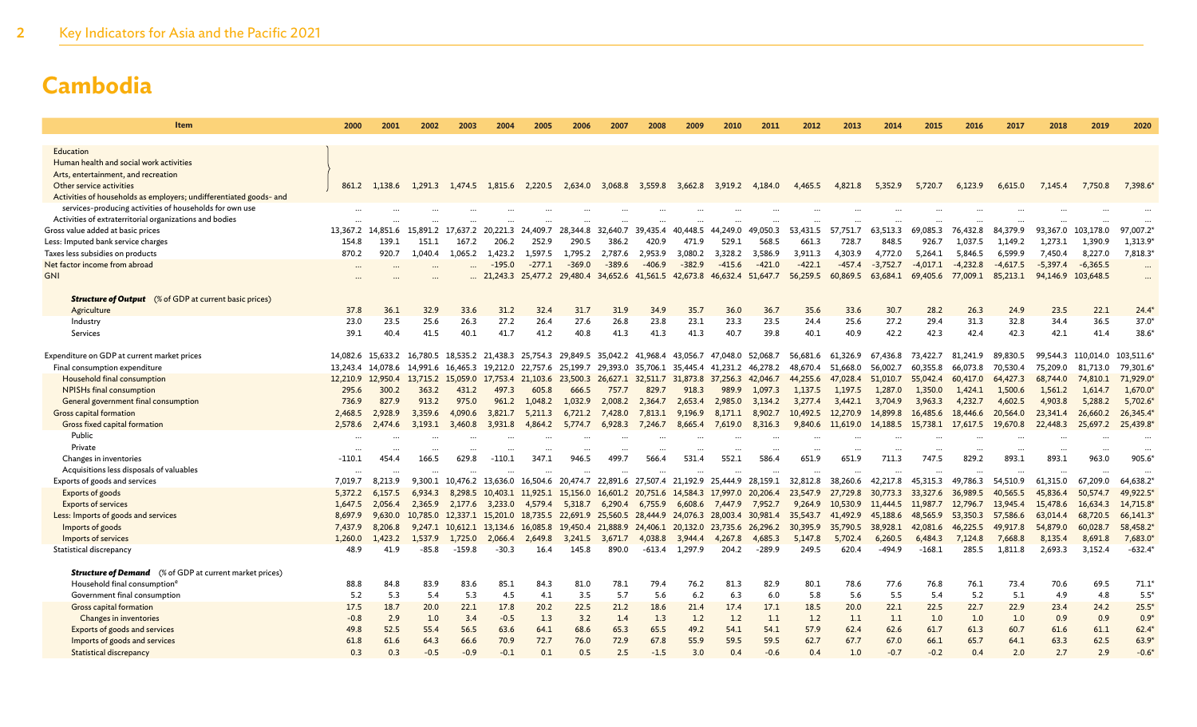# Cambodia

| Item | 2000 | 2001 | 2002 | 2003 | 2004 | 2005 | 2006 | 2007 | 2008 | 2009 | 2010 | 2011 | 2012 | 2013 | 2014 | 2015 | 2016 | 2017 | 2018 | 2019 | 2020 |
|---|---|---|---|---|---|---|---|---|---|---|---|---|---|---|---|---|---|---|---|---|---|
| Education | | | | | | | | | | | | | | | | | | | | | |
| Human health and social work activities | | | | | | | | | | | | | | | | | | | | | |
| Arts, entertainment, and recreation | | | | | | | | | | | | | | | | | | | | | |
| Other service activities | 861.2 | 1,138.6 | 1,291.3 | 1,474.5 | 1,815.6 | 2,220.5 | 2,634.0 | 3,068.8 | 3,559.8 | 3,662.8 | 3,919.2 | 4,184.0 | 4,465.5 | 4,821.8 | 5,352.9 | 5,720.7 | 6,123.9 | 6,615.0 | 7,145.4 | 7,750.8 | 7,398.6* |
| Activities of households as employers; undifferentiated goods- and services-producing activities of households for own use | ... | ... | ... | ... | ... | ... | ... | ... | ... | ... | ... | ... | ... | ... | ... | ... | ... | ... | ... | ... | ... |
| Activities of extraterritorial organizations and bodies | ... | ... | ... | ... | ... | ... | ... | ... | ... | ... | ... | ... | ... | ... | ... | ... | ... | ... | ... | ... | ... |
| Gross value added at basic prices | 13,367.2 | 14,851.6 | 15,891.2 | 17,637.2 | 20,221.3 | 24,409.7 | 28,344.8 | 32,640.7 | 39,435.4 | 40,448.5 | 44,249.0 | 49,050.3 | 53,431.5 | 57,751.7 | 63,513.3 | 69,085.3 | 76,432.8 | 84,379.9 | 93,367.0 | 103,178.0 | 97,007.2* |
| Less: Imputed bank service charges | 154.8 | 139.1 | 151.1 | 167.2 | 206.2 | 252.9 | 290.5 | 386.2 | 420.9 | 471.9 | 529.1 | 568.5 | 661.3 | 728.7 | 848.5 | 926.7 | 1,037.5 | 1,149.2 | 1,273.1 | 1,390.9 | 1,313.9* |
| Taxes less subsidies on products | 870.2 | 920.7 | 1,040.4 | 1,065.2 | 1,423.2 | 1,597.5 | 1,795.2 | 2,787.6 | 2,953.9 | 3,080.2 | 3,328.2 | 3,586.9 | 3,911.3 | 4,303.9 | 4,772.0 | 5,264.1 | 5,846.5 | 6,599.9 | 7,450.4 | 8,227.0 | 7,818.3* |
| Net factor income from abroad | ... | ... | ... | ... | -195.0 | -277.1 | -369.0 | -389.6 | -406.9 | -382.9 | -415.6 | -421.0 | -422.1 | -457.4 | -3,752.7 | -4,017.1 | -4,232.8 | -4,617.5 | -5,397.4 | -6,365.5 | ... |
| GNI | ... | ... | ... | ... | 21,243.3 | 25,477.2 | 29,480.4 | 34,652.6 | 41,561.5 | 42,673.8 | 46,632.4 | 51,647.7 | 56,259.5 | 60,869.5 | 63,684.1 | 69,405.6 | 77,009.1 | 85,213.1 | 94,146.9 | 103,648.5 | ... |
| ***Structure of Output*** (% of GDP at current basic prices) | | | | | | | | | | | | | | | | | | | | | |
| Agriculture | 37.8 | 36.1 | 32.9 | 33.6 | 31.2 | 32.4 | 31.7 | 31.9 | 34.9 | 35.7 | 36.0 | 36.7 | 35.6 | 33.6 | 30.7 | 28.2 | 26.3 | 24.9 | 23.5 | 22.1 | 24.4* |
| Industry | 23.0 | 23.5 | 25.6 | 26.3 | 27.2 | 26.4 | 27.6 | 26.8 | 23.8 | 23.1 | 23.3 | 23.5 | 24.4 | 25.6 | 27.2 | 29.4 | 31.3 | 32.8 | 34.4 | 36.5 | 37.0* |
| Services | 39.1 | 40.4 | 41.5 | 40.1 | 41.7 | 41.2 | 40.8 | 41.3 | 41.3 | 41.3 | 40.7 | 39.8 | 40.1 | 40.9 | 42.2 | 42.3 | 42.4 | 42.3 | 42.1 | 41.4 | 38.6* |
| Expenditure on GDP at current market prices | 14,082.6 | 15,633.2 | 16,780.5 | 18,535.2 | 21,438.3 | 25,754.3 | 29,849.5 | 35,042.2 | 41,968.4 | 43,056.7 | 47,048.0 | 52,068.7 | 56,681.6 | 61,326.9 | 67,436.8 | 73,422.7 | 81,241.9 | 89,830.5 | 99,544.3 | 110,014.0 | 103,511.6* |
| Final consumption expenditure | 13,243.4 | 14,078.6 | 14,991.6 | 16,465.3 | 19,212.0 | 22,757.6 | 25,199.7 | 29,393.0 | 35,706.1 | 35,445.4 | 41,231.2 | 46,278.2 | 48,670.4 | 51,668.0 | 56,002.7 | 60,355.8 | 66,073.8 | 70,530.4 | 75,209.0 | 81,713.0 | 79,301.6* |
| Household final consumption | 12,210.9 | 12,950.4 | 13,715.2 | 15,059.0 | 17,753.4 | 21,103.6 | 23,500.3 | 26,627.1 | 32,511.7 | 31,873.8 | 37,256.3 | 42,046.7 | 44,255.6 | 47,028.4 | 51,010.7 | 55,042.4 | 60,417.0 | 64,427.3 | 68,744.0 | 74,810.1 | 71,929.0* |
| NPISHs final consumption | 295.6 | 300.2 | 363.2 | 431.2 | 497.3 | 605.8 | 666.5 | 757.7 | 829.7 | 918.3 | 989.9 | 1,097.3 | 1,137.5 | 1,197.5 | 1,287.0 | 1,350.0 | 1,424.1 | 1,500.6 | 1,561.2 | 1,614.7 | 1,670.0* |
| General government final consumption | 736.9 | 827.9 | 913.2 | 975.0 | 961.2 | 1,048.2 | 1,032.9 | 2,008.2 | 2,364.7 | 2,653.4 | 2,985.0 | 3,134.2 | 3,277.4 | 3,442.1 | 3,704.9 | 3,963.3 | 4,232.7 | 4,602.5 | 4,903.8 | 5,288.2 | 5,702.6* |
| Gross capital formation | 2,468.5 | 2,928.9 | 3,359.6 | 4,090.6 | 3,821.7 | 5,211.3 | 6,721.2 | 7,428.0 | 7,813.1 | 9,196.9 | 8,171.1 | 8,902.7 | 10,492.5 | 12,270.9 | 14,899.8 | 16,485.6 | 18,446.6 | 20,564.0 | 23,341.4 | 26,660.2 | 26,345.4* |
| Gross fixed capital formation | 2,578.6 | 2,474.6 | 3,193.1 | 3,460.8 | 3,931.8 | 4,864.2 | 5,774.7 | 6,928.3 | 7,246.7 | 8,665.4 | 7,619.0 | 8,316.3 | 9,840.6 | 11,619.0 | 14,188.5 | 15,738.1 | 17,617.5 | 19,670.8 | 22,448.3 | 25,697.2 | 25,439.8* |
| Public | ... | ... | ... | ... | ... | ... | ... | ... | ... | ... | ... | ... | ... | ... | ... | ... | ... | ... | ... | ... | ... |
| Private | ... | ... | ... | ... | ... | ... | ... | ... | ... | ... | ... | ... | ... | ... | ... | ... | ... | ... | ... | ... | ... |
| Changes in inventories | -110.1 | 454.4 | 166.5 | 629.8 | -110.1 | 347.1 | 946.5 | 499.7 | 566.4 | 531.4 | 552.1 | 586.4 | 651.9 | 651.9 | 711.3 | 747.5 | 829.2 | 893.1 | 893.1 | 963.0 | 905.6* |
| Acquisitions less disposals of valuables | ... | ... | ... | ... | ... | ... | ... | ... | ... | ... | ... | ... | ... | ... | ... | ... | ... | ... | ... | ... | ... |
| Exports of goods and services | 7,019.7 | 8,213.9 | 9,300.1 | 10,476.2 | 13,636.0 | 16,504.6 | 20,474.7 | 22,891.6 | 27,507.4 | 21,192.9 | 25,444.9 | 28,159.1 | 32,812.8 | 38,260.6 | 42,217.8 | 45,315.3 | 49,786.3 | 54,510.9 | 61,315.0 | 67,209.0 | 64,638.2* |
| Exports of goods | 5,372.2 | 6,157.5 | 6,934.3 | 8,298.5 | 10,403.1 | 11,925.1 | 15,156.0 | 16,601.2 | 20,751.6 | 14,584.3 | 17,997.0 | 20,206.4 | 23,547.9 | 27,729.8 | 30,773.3 | 33,327.6 | 36,989.5 | 40,565.5 | 45,836.4 | 50,574.7 | 49,922.5* |
| Exports of services | 1,647.5 | 2,056.4 | 2,365.9 | 2,177.6 | 3,233.0 | 4,579.4 | 5,318.7 | 6,290.4 | 6,755.9 | 6,608.6 | 7,447.9 | 7,952.7 | 9,264.9 | 10,530.9 | 11,444.5 | 11,987.7 | 12,796.7 | 13,945.4 | 15,478.6 | 16,634.3 | 14,715.8* |
| Less: Imports of goods and services | 8,697.9 | 9,630.0 | 10,785.0 | 12,337.1 | 15,201.0 | 18,735.5 | 22,691.9 | 25,560.5 | 28,444.9 | 24,076.3 | 28,003.4 | 30,981.4 | 35,543.7 | 41,492.9 | 45,188.6 | 48,565.9 | 53,350.3 | 57,586.6 | 63,014.4 | 68,720.5 | 66,141.3* |
| Imports of goods | 7,437.9 | 8,206.8 | 9,247.1 | 10,612.1 | 13,134.6 | 16,085.8 | 19,450.4 | 21,888.9 | 24,406.1 | 20,132.0 | 23,735.6 | 26,296.2 | 30,395.9 | 35,790.5 | 38,928.1 | 42,081.6 | 46,225.5 | 49,917.8 | 54,879.0 | 60,028.7 | 58,458.2* |
| Imports of services | 1,260.0 | 1,423.2 | 1,537.9 | 1,725.0 | 2,066.4 | 2,649.8 | 3,241.5 | 3,671.7 | 4,038.8 | 3,944.4 | 4,267.8 | 4,685.3 | 5,147.8 | 5,702.4 | 6,260.5 | 6,484.3 | 7,124.8 | 7,668.8 | 8,135.4 | 8,691.8 | 7,683.0* |
| Statistical discrepancy | 48.9 | 41.9 | -85.8 | -159.8 | -30.3 | 16.4 | 145.8 | 890.0 | -613.4 | 1,297.9 | 204.2 | -289.9 | 249.5 | 620.4 | -494.9 | -168.1 | 285.5 | 1,811.8 | 2,693.3 | 3,152.4 | -632.4* |
| ***Structure of Demand*** (% of GDP at current market prices) | | | | | | | | | | | | | | | | | | | | | |
| Household final consumption[e] | 88.8 | 84.8 | 83.9 | 83.6 | 85.1 | 84.3 | 81.0 | 78.1 | 79.4 | 76.2 | 81.3 | 82.9 | 80.1 | 78.6 | 77.6 | 76.8 | 76.1 | 73.4 | 70.6 | 69.5 | 71.1* |
| Government final consumption | 5.2 | 5.3 | 5.4 | 5.3 | 4.5 | 4.1 | 3.5 | 5.7 | 5.6 | 6.2 | 6.3 | 6.0 | 5.8 | 5.6 | 5.5 | 5.4 | 5.2 | 5.1 | 4.9 | 4.8 | 5.5* |
| Gross capital formation | 17.5 | 18.7 | 20.0 | 22.1 | 17.8 | 20.2 | 22.5 | 21.2 | 18.6 | 21.4 | 17.4 | 17.1 | 18.5 | 20.0 | 22.1 | 22.5 | 22.7 | 22.9 | 23.4 | 24.2 | 25.5* |
| Changes in inventories | -0.8 | 2.9 | 1.0 | 3.4 | -0.5 | 1.3 | 3.2 | 1.4 | 1.3 | 1.2 | 1.2 | 1.1 | 1.2 | 1.1 | 1.1 | 1.0 | 1.0 | 1.0 | 0.9 | 0.9 | 0.9* |
| Exports of goods and services | 49.8 | 52.5 | 55.4 | 56.5 | 63.6 | 64.1 | 68.6 | 65.3 | 65.5 | 49.2 | 54.1 | 54.1 | 57.9 | 62.4 | 62.6 | 61.7 | 61.3 | 60.7 | 61.6 | 61.1 | 62.4* |
| Imports of goods and services | 61.8 | 61.6 | 64.3 | 66.6 | 70.9 | 72.7 | 76.0 | 72.9 | 67.8 | 55.9 | 59.5 | 59.5 | 62.7 | 67.7 | 67.0 | 66.1 | 65.7 | 64.1 | 63.3 | 62.5 | 63.9* |
| Statistical discrepancy | 0.3 | 0.3 | -0.5 | -0.9 | -0.1 | 0.1 | 0.5 | 2.5 | -1.5 | 3.0 | 0.4 | -0.6 | 0.4 | 1.0 | -0.7 | -0.2 | 0.4 | 2.0 | 2.7 | 2.9 | -0.6* |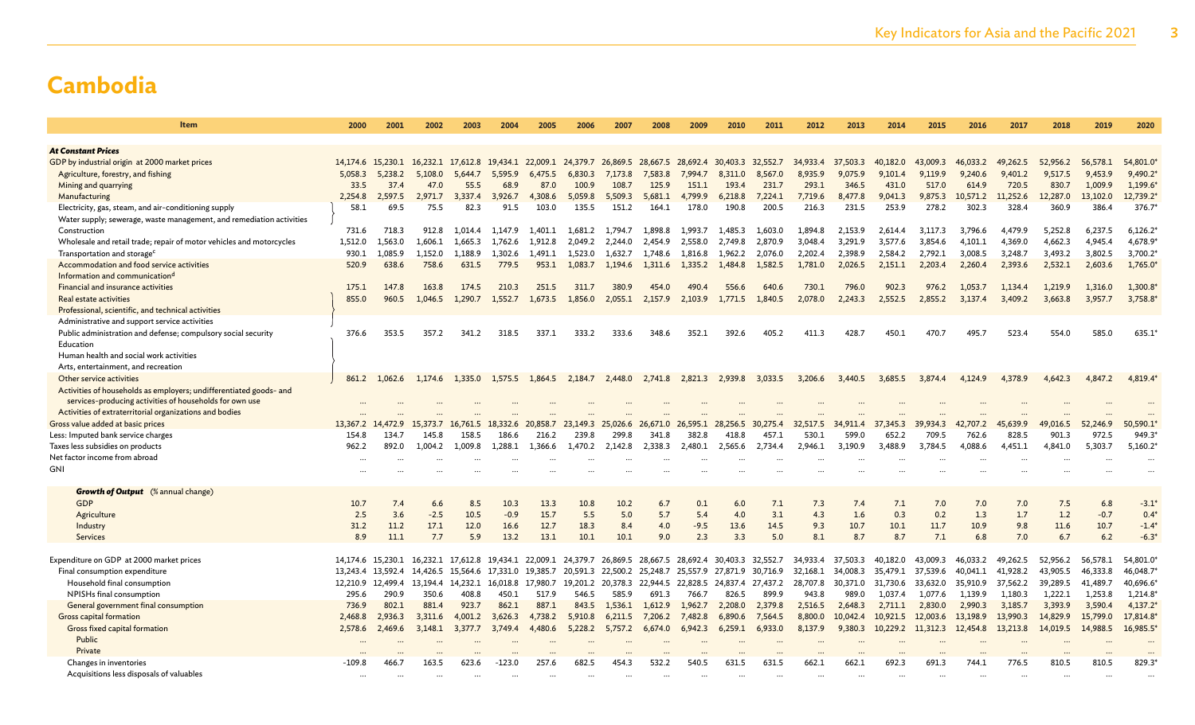# Cambodia

| Item | 2000 | 2001 | 2002 | 2003 | 2004 | 2005 | 2006 | 2007 | 2008 | 2009 | 2010 | 2011 | 2012 | 2013 | 2014 | 2015 | 2016 | 2017 | 2018 | 2019 | 2020 |
|---|---|---|---|---|---|---|---|---|---|---|---|---|---|---|---|---|---|---|---|---|---|
| ***At Constant Prices*** | | | | | | | | | | | | | | | | | | | | | |
| GDP by industrial origin at 2000 market prices | 14,174.6 | 15,230.1 | 16,232.1 | 17,612.8 | 19,434.1 | 22,009.1 | 24,379.7 | 26,869.5 | 28,667.5 | 28,692.4 | 30,403.3 | 32,552.7 | 34,933.4 | 37,503.3 | 40,182.0 | 43,009.3 | 46,033.2 | 49,262.5 | 52,956.2 | 56,578.1 | 54,801.0* |
| Agriculture, forestry, and fishing | 5,058.3 | 5,238.2 | 5,108.0 | 5,644.7 | 5,595.9 | 6,475.5 | 6,830.3 | 7,173.8 | 7,583.8 | 7,994.7 | 8,311.0 | 8,567.0 | 8,935.9 | 9,075.9 | 9,101.4 | 9,119.9 | 9,240.6 | 9,401.2 | 9,517.5 | 9,453.9 | 9,490.2* |
| Mining and quarrying | 33.5 | 37.4 | 47.0 | 55.5 | 68.9 | 87.0 | 100.9 | 108.7 | 125.9 | 151.1 | 193.4 | 231.7 | 293.1 | 346.5 | 431.0 | 517.0 | 614.9 | 720.5 | 830.7 | 1,009.9 | 1,199.6* |
| Manufacturing | 2,254.8 | 2,597.5 | 2,971.7 | 3,337.4 | 3,926.7 | 4,308.6 | 5,059.8 | 5,509.3 | 5,681.1 | 4,799.9 | 6,218.8 | 7,224.1 | 7,719.6 | 8,477.8 | 9,041.3 | 9,875.3 | 10,571.2 | 11,252.6 | 12,287.0 | 13,102.0 | 12,739.2* |
| Electricity, gas, steam, and air-conditioning supply; Water supply; sewerage, waste management, and remediation activities | 58.1 | 69.5 | 75.5 | 82.3 | 91.5 | 103.0 | 135.5 | 151.2 | 164.1 | 178.0 | 190.8 | 200.5 | 216.3 | 231.5 | 253.9 | 278.2 | 302.3 | 328.4 | 360.9 | 386.4 | 376.7* |
| Construction | 731.6 | 718.3 | 912.8 | 1,014.4 | 1,147.9 | 1,401.1 | 1,681.2 | 1,794.7 | 1,898.8 | 1,993.7 | 1,485.3 | 1,603.0 | 1,894.8 | 2,153.9 | 2,614.4 | 3,117.3 | 3,796.6 | 4,479.9 | 5,252.8 | 6,237.5 | 6,126.2* |
| Wholesale and retail trade; repair of motor vehicles and motorcycles | 1,512.0 | 1,563.0 | 1,606.1 | 1,665.3 | 1,762.6 | 1,912.8 | 2,049.2 | 2,244.0 | 2,454.9 | 2,558.0 | 2,749.8 | 2,870.9 | 3,048.4 | 3,291.9 | 3,577.6 | 3,854.6 | 4,101.1 | 4,369.0 | 4,662.3 | 4,945.4 | 4,678.9* |
| Transportation and storage[c] | 930.1 | 1,085.9 | 1,152.0 | 1,188.9 | 1,302.6 | 1,491.1 | 1,523.0 | 1,632.7 | 1,748.6 | 1,816.8 | 1,962.2 | 2,076.0 | 2,202.4 | 2,398.9 | 2,584.2 | 2,792.1 | 3,008.5 | 3,248.7 | 3,493.2 | 3,802.5 | 3,700.2* |
| Accommodation and food service activities | 520.9 | 638.6 | 758.6 | 631.5 | 779.5 | 953.1 | 1,083.7 | 1,194.6 | 1,311.6 | 1,335.2 | 1,484.8 | 1,582.5 | 1,781.0 | 2,026.5 | 2,151.1 | 2,203.4 | 2,260.4 | 2,393.6 | 2,532.1 | 2,603.6 | 1,765.0* |
| Information and communication[d] | | | | | | | | | | | | | | | | | | | | | |
| Financial and insurance activities | 175.1 | 147.8 | 163.8 | 174.5 | 210.3 | 251.5 | 311.7 | 380.9 | 454.0 | 490.4 | 556.6 | 640.6 | 730.1 | 796.0 | 902.3 | 976.2 | 1,053.7 | 1,134.4 | 1,219.9 | 1,316.0 | 1,300.8* |
| Real estate activities; Professional, scientific, and technical activities; Administrative and support service activities | 855.0 | 960.5 | 1,046.5 | 1,290.7 | 1,552.7 | 1,673.5 | 1,856.0 | 2,055.1 | 2,157.9 | 2,103.9 | 1,771.5 | 1,840.5 | 2,078.0 | 2,243.3 | 2,552.5 | 2,855.2 | 3,137.4 | 3,409.2 | 3,663.8 | 3,957.7 | 3,758.8* |
| Public administration and defense; compulsory social security | 376.6 | 353.5 | 357.2 | 341.2 | 318.5 | 337.1 | 333.2 | 333.6 | 348.6 | 352.1 | 392.6 | 405.2 | 411.3 | 428.7 | 450.1 | 470.7 | 495.7 | 523.4 | 554.0 | 585.0 | 635.1* |
| Education; Human health and social work activities; Arts, entertainment, and recreation; Other service activities | 861.2 | 1,062.6 | 1,174.6 | 1,335.0 | 1,575.5 | 1,864.5 | 2,184.7 | 2,448.0 | 2,741.8 | 2,821.3 | 2,939.8 | 3,033.5 | 3,206.6 | 3,440.5 | 3,685.5 | 3,874.4 | 4,124.9 | 4,378.9 | 4,642.3 | 4,847.2 | 4,819.4* |
| Activities of households as employers; undifferentiated goods- and services-producing activities of households for own use | ... | ... | ... | ... | ... | ... | ... | ... | ... | ... | ... | ... | ... | ... | ... | ... | ... | ... | ... | ... | ... |
| Activities of extraterritorial organizations and bodies | ... | ... | ... | ... | ... | ... | ... | ... | ... | ... | ... | ... | ... | ... | ... | ... | ... | ... | ... | ... | ... |
| Gross value added at basic prices | 13,367.2 | 14,472.9 | 15,373.7 | 16,761.5 | 18,332.6 | 20,858.7 | 23,149.3 | 25,026.6 | 26,671.0 | 26,595.1 | 28,256.5 | 30,275.4 | 32,517.5 | 34,911.4 | 37,345.3 | 39,934.3 | 42,707.2 | 45,639.9 | 49,016.5 | 52,246.9 | 50,590.1* |
| Less: Imputed bank service charges | 154.8 | 134.7 | 145.8 | 158.5 | 186.6 | 216.2 | 239.8 | 299.8 | 341.8 | 382.8 | 418.8 | 457.1 | 530.1 | 599.0 | 652.2 | 709.5 | 762.6 | 828.5 | 901.3 | 972.5 | 949.3* |
| Taxes less subsidies on products | 962.2 | 892.0 | 1,004.2 | 1,009.8 | 1,288.1 | 1,366.6 | 1,470.2 | 2,142.8 | 2,338.3 | 2,480.1 | 2,565.6 | 2,734.4 | 2,946.1 | 3,190.9 | 3,488.9 | 3,784.5 | 4,088.6 | 4,451.1 | 4,841.0 | 5,303.7 | 5,160.2* |
| Net factor income from abroad | ... | ... | ... | ... | ... | ... | ... | ... | ... | ... | ... | ... | ... | ... | ... | ... | ... | ... | ... | ... | ... |
| GNI | ... | ... | ... | ... | ... | ... | ... | ... | ... | ... | ... | ... | ... | ... | ... | ... | ... | ... | ... | ... | ... |
| ***Growth of Output*** (% annual change) | | | | | | | | | | | | | | | | | | | | | |
| GDP | 10.7 | 7.4 | 6.6 | 8.5 | 10.3 | 13.3 | 10.8 | 10.2 | 6.7 | 0.1 | 6.0 | 7.1 | 7.3 | 7.4 | 7.1 | 7.0 | 7.0 | 7.0 | 7.5 | 6.8 | -3.1* |
| Agriculture | 2.5 | 3.6 | -2.5 | 10.5 | -0.9 | 15.7 | 5.5 | 5.0 | 5.7 | 5.4 | 4.0 | 3.1 | 4.3 | 1.6 | 0.3 | 0.2 | 1.3 | 1.7 | 1.2 | -0.7 | 0.4* |
| Industry | 31.2 | 11.2 | 17.1 | 12.0 | 16.6 | 12.7 | 18.3 | 8.4 | 4.0 | -9.5 | 13.6 | 14.5 | 9.3 | 10.7 | 10.1 | 11.7 | 10.9 | 9.8 | 11.6 | 10.7 | -1.4* |
| Services | 8.9 | 11.1 | 7.7 | 5.9 | 13.2 | 13.1 | 10.1 | 10.1 | 9.0 | 2.3 | 3.3 | 5.0 | 8.1 | 8.7 | 8.7 | 7.1 | 6.8 | 7.0 | 6.7 | 6.2 | -6.3* |
| Expenditure on GDP at 2000 market prices | 14,174.6 | 15,230.1 | 16,232.1 | 17,612.8 | 19,434.1 | 22,009.1 | 24,379.7 | 26,869.5 | 28,667.5 | 28,692.4 | 30,403.3 | 32,552.7 | 34,933.4 | 37,503.3 | 40,182.0 | 43,009.3 | 46,033.2 | 49,262.5 | 52,956.2 | 56,578.1 | 54,801.0* |
| Final consumption expenditure | 13,243.4 | 13,592.4 | 14,426.5 | 15,564.6 | 17,331.0 | 19,385.7 | 20,591.3 | 22,500.2 | 25,248.7 | 25,557.9 | 27,871.9 | 30,716.9 | 32,168.1 | 34,008.3 | 35,479.1 | 37,539.6 | 40,041.1 | 41,928.2 | 43,905.5 | 46,333.8 | 46,048.7* |
| Household final consumption | 12,210.9 | 12,499.4 | 13,194.4 | 14,232.1 | 16,018.8 | 17,980.7 | 19,201.2 | 20,378.3 | 22,944.5 | 22,828.5 | 24,837.4 | 27,437.2 | 28,707.8 | 30,371.0 | 31,730.6 | 33,632.0 | 35,910.9 | 37,562.2 | 39,289.5 | 41,489.7 | 40,696.6* |
| NPISHs final consumption | 295.6 | 290.9 | 350.6 | 408.8 | 450.1 | 517.9 | 546.5 | 585.9 | 691.3 | 766.7 | 826.5 | 899.9 | 943.8 | 989.0 | 1,037.4 | 1,077.6 | 1,139.9 | 1,180.3 | 1,222.1 | 1,253.8 | 1,214.8* |
| General government final consumption | 736.9 | 802.1 | 881.4 | 923.7 | 862.1 | 887.1 | 843.5 | 1,536.1 | 1,612.9 | 1,962.7 | 2,208.0 | 2,379.8 | 2,516.5 | 2,648.3 | 2,711.1 | 2,830.0 | 2,990.3 | 3,185.7 | 3,393.9 | 3,590.4 | 4,137.2* |
| Gross capital formation | 2,468.8 | 2,936.3 | 3,311.6 | 4,001.2 | 3,626.3 | 4,738.2 | 5,910.8 | 6,211.5 | 7,206.2 | 7,482.8 | 6,890.6 | 7,564.5 | 8,800.0 | 10,042.4 | 10,921.5 | 12,003.6 | 13,198.9 | 13,990.3 | 14,829.9 | 15,799.0 | 17,814.8* |
| Gross fixed capital formation | 2,578.6 | 2,469.6 | 3,148.1 | 3,377.7 | 3,749.4 | 4,480.6 | 5,228.2 | 5,757.2 | 6,674.0 | 6,942.3 | 6,259.1 | 6,933.0 | 8,137.9 | 9,380.3 | 10,229.2 | 11,312.3 | 12,454.8 | 13,213.8 | 14,019.5 | 14,988.5 | 16,985.5* |
| Public | ... | ... | ... | ... | ... | ... | ... | ... | ... | ... | ... | ... | ... | ... | ... | ... | ... | ... | ... | ... | ... |
| Private | ... | ... | ... | ... | ... | ... | ... | ... | ... | ... | ... | ... | ... | ... | ... | ... | ... | ... | ... | ... | ... |
| Changes in inventories | -109.8 | 466.7 | 163.5 | 623.6 | -123.0 | 257.6 | 682.5 | 454.3 | 532.2 | 540.5 | 631.5 | 631.5 | 662.1 | 662.1 | 692.3 | 691.3 | 744.1 | 776.5 | 810.5 | 810.5 | 829.3* |
| Acquisitions less disposals of valuables | ... | ... | ... | ... | ... | ... | ... | ... | ... | ... | ... | ... | ... | ... | ... | ... | ... | ... | ... | ... | ... |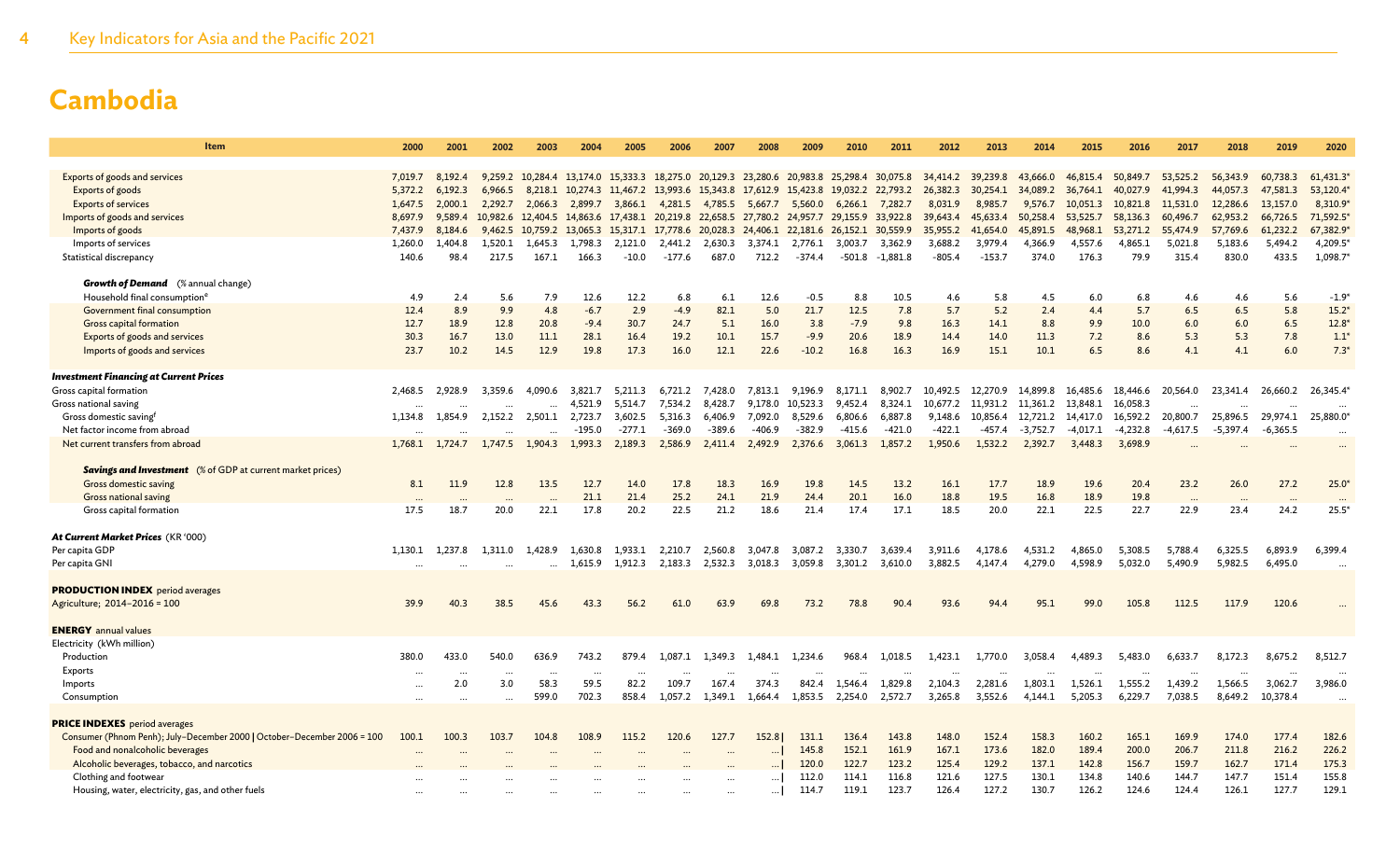# Cambodia

| Item | 2000 | 2001 | 2002 | 2003 | 2004 | 2005 | 2006 | 2007 | 2008 | 2009 | 2010 | 2011 | 2012 | 2013 | 2014 | 2015 | 2016 | 2017 | 2018 | 2019 | 2020 |
|---|---|---|---|---|---|---|---|---|---|---|---|---|---|---|---|---|---|---|---|---|---|
| Exports of goods and services | 7,019.7 | 8,192.4 | 9,259.2 | 10,284.4 | 13,174.0 | 15,333.3 | 18,275.0 | 20,129.3 | 23,280.6 | 20,983.8 | 25,298.4 | 30,075.8 | 34,414.2 | 39,239.8 | 43,666.0 | 46,815.4 | 50,849.7 | 53,525.2 | 56,343.9 | 60,738.3 | 61,431.3* |
| Exports of goods | 5,372.2 | 6,192.3 | 6,966.5 | 8,218.1 | 10,274.3 | 11,467.2 | 13,993.6 | 15,343.8 | 17,612.9 | 15,423.8 | 19,032.2 | 22,793.2 | 26,382.3 | 30,254.1 | 34,089.2 | 36,764.1 | 40,027.9 | 41,994.3 | 44,057.3 | 47,581.3 | 53,120.4* |
| Exports of services | 1,647.5 | 2,000.1 | 2,292.7 | 2,066.3 | 2,899.7 | 3,866.1 | 4,281.5 | 4,785.5 | 5,667.7 | 5,560.0 | 6,266.1 | 7,282.7 | 8,031.9 | 8,985.7 | 9,576.7 | 10,051.3 | 10,821.8 | 11,531.0 | 12,286.6 | 13,157.0 | 8,310.9* |
| Imports of goods and services | 8,697.9 | 9,589.4 | 10,982.6 | 12,404.5 | 14,863.6 | 17,438.1 | 20,219.8 | 22,658.5 | 27,780.2 | 24,957.7 | 29,155.9 | 33,922.8 | 39,643.4 | 45,633.4 | 50,258.4 | 53,525.7 | 58,136.3 | 60,496.7 | 62,953.2 | 66,726.5 | 71,592.5* |
| Imports of goods | 7,437.9 | 8,184.6 | 9,462.5 | 10,759.2 | 13,065.3 | 15,317.1 | 17,778.6 | 20,028.3 | 24,406.1 | 22,181.6 | 26,152.1 | 30,559.9 | 35,955.2 | 41,654.0 | 45,891.5 | 48,968.1 | 53,271.2 | 55,474.9 | 57,769.6 | 61,232.2 | 67,382.9* |
| Imports of services | 1,260.0 | 1,404.8 | 1,520.1 | 1,645.3 | 1,798.3 | 2,121.0 | 2,441.2 | 2,630.3 | 3,374.1 | 2,776.1 | 3,003.7 | 3,362.9 | 3,688.2 | 3,979.4 | 4,366.9 | 4,557.6 | 4,865.1 | 5,021.8 | 5,183.6 | 5,494.2 | 4,209.5* |
| Statistical discrepancy | 140.6 | 98.4 | 217.5 | 167.1 | 166.3 | -10.0 | -177.6 | 687.0 | 712.2 | -374.4 | -501.8 | -1,881.8 | -805.4 | -153.7 | 374.0 | 176.3 | 79.9 | 315.4 | 830.0 | 433.5 | 1,098.7* |
| ***Growth of Demand*** (% annual change) | | | | | | | | | | | | | | | | | | | | | |
| Household final consumption[e] | 4.9 | 2.4 | 5.6 | 7.9 | 12.6 | 12.2 | 6.8 | 6.1 | 12.6 | -0.5 | 8.8 | 10.5 | 4.6 | 5.8 | 4.5 | 6.0 | 6.8 | 4.6 | 4.6 | 5.6 | -1.9* |
| Government final consumption | 12.4 | 8.9 | 9.9 | 4.8 | -6.7 | 2.9 | -4.9 | 82.1 | 5.0 | 21.7 | 12.5 | 7.8 | 5.7 | 5.2 | 2.4 | 4.4 | 5.7 | 6.5 | 6.5 | 5.8 | 15.2* |
| Gross capital formation | 12.7 | 18.9 | 12.8 | 20.8 | -9.4 | 30.7 | 24.7 | 5.1 | 16.0 | 3.8 | -7.9 | 9.8 | 16.3 | 14.1 | 8.8 | 9.9 | 10.0 | 6.0 | 6.0 | 6.5 | 12.8* |
| Exports of goods and services | 30.3 | 16.7 | 13.0 | 11.1 | 28.1 | 16.4 | 19.2 | 10.1 | 15.7 | -9.9 | 20.6 | 18.9 | 14.4 | 14.0 | 11.3 | 7.2 | 8.6 | 5.3 | 5.3 | 7.8 | 1.1* |
| Imports of goods and services | 23.7 | 10.2 | 14.5 | 12.9 | 19.8 | 17.3 | 16.0 | 12.1 | 22.6 | -10.2 | 16.8 | 16.3 | 16.9 | 15.1 | 10.1 | 6.5 | 8.6 | 4.1 | 4.1 | 6.0 | 7.3* |
| ***Investment Financing at Current Prices*** | | | | | | | | | | | | | | | | | | | | | |
| Gross capital formation | 2,468.5 | 2,928.9 | 3,359.6 | 4,090.6 | 3,821.7 | 5,211.3 | 6,721.2 | 7,428.0 | 7,813.1 | 9,196.9 | 8,171.1 | 8,902.7 | 10,492.5 | 12,270.9 | 14,899.8 | 16,485.6 | 18,446.6 | 20,564.0 | 23,341.4 | 26,660.2 | 26,345.4* |
| Gross national saving | ... | ... | ... | ... | 4,521.9 | 5,514.7 | 7,534.2 | 8,428.7 | 9,178.0 | 10,523.3 | 9,452.4 | 8,324.1 | 10,677.2 | 11,931.2 | 11,361.2 | 13,848.1 | 16,058.3 | ... | ... | ... | ... |
| Gross domestic saving[f] | 1,134.8 | 1,854.9 | 2,152.2 | 2,501.1 | 2,723.7 | 3,602.5 | 5,316.3 | 6,406.9 | 7,092.0 | 8,529.6 | 6,806.6 | 6,887.8 | 9,148.6 | 10,856.4 | 12,721.2 | 14,417.0 | 16,592.2 | 20,800.7 | 25,896.5 | 29,974.1 | 25,880.0* |
| Net factor income from abroad | ... | ... | ... | ... | -195.0 | -277.1 | -369.0 | -389.6 | -406.9 | -382.9 | -415.6 | -421.0 | -422.1 | -457.4 | -3,752.7 | -4,017.1 | -4,232.8 | -4,617.5 | -5,397.4 | -6,365.5 | ... |
| Net current transfers from abroad | 1,768.1 | 1,724.7 | 1,747.5 | 1,904.3 | 1,993.3 | 2,189.3 | 2,586.9 | 2,411.4 | 2,492.9 | 2,376.6 | 3,061.3 | 1,857.2 | 1,950.6 | 1,532.2 | 2,392.7 | 3,448.3 | 3,698.9 | ... | ... | ... | ... |
| ***Savings and Investment*** (% of GDP at current market prices) | | | | | | | | | | | | | | | | | | | | | |
| Gross domestic saving | 8.1 | 11.9 | 12.8 | 13.5 | 12.7 | 14.0 | 17.8 | 18.3 | 16.9 | 19.8 | 14.5 | 13.2 | 16.1 | 17.7 | 18.9 | 19.6 | 20.4 | 23.2 | 26.0 | 27.2 | 25.0* |
| Gross national saving | ... | ... | ... | ... | 21.1 | 21.4 | 25.2 | 24.1 | 21.9 | 24.4 | 20.1 | 16.0 | 18.8 | 19.5 | 16.8 | 18.9 | 19.8 | ... | ... | ... | ... |
| Gross capital formation | 17.5 | 18.7 | 20.0 | 22.1 | 17.8 | 20.2 | 22.5 | 21.2 | 18.6 | 21.4 | 17.4 | 17.1 | 18.5 | 20.0 | 22.1 | 22.5 | 22.7 | 22.9 | 23.4 | 24.2 | 25.5* |
| ***At Current Market Prices*** (KR '000) | | | | | | | | | | | | | | | | | | | | | |
| Per capita GDP | 1,130.1 | 1,237.8 | 1,311.0 | 1,428.9 | 1,630.8 | 1,933.1 | 2,210.7 | 2,560.8 | 3,047.8 | 3,087.2 | 3,330.7 | 3,639.4 | 3,911.6 | 4,178.6 | 4,531.2 | 4,865.0 | 5,308.5 | 5,788.4 | 6,325.5 | 6,893.9 | 6,399.4 |
| Per capita GNI | ... | ... | ... | ... | 1,615.9 | 1,912.3 | 2,183.3 | 2,532.3 | 3,018.3 | 3,059.8 | 3,301.2 | 3,610.0 | 3,882.5 | 4,147.4 | 4,279.0 | 4,598.9 | 5,032.0 | 5,490.9 | 5,982.5 | 6,495.0 | ... |
| **PRODUCTION INDEX** period averages | | | | | | | | | | | | | | | | | | | | | |
| Agriculture; 2014–2016 = 100 | 39.9 | 40.3 | 38.5 | 45.6 | 43.3 | 56.2 | 61.0 | 63.9 | 69.8 | 73.2 | 78.8 | 90.4 | 93.6 | 94.4 | 95.1 | 99.0 | 105.8 | 112.5 | 117.9 | 120.6 | ... |
| **ENERGY** annual values | | | | | | | | | | | | | | | | | | | | | |
| Electricity (kWh million) | | | | | | | | | | | | | | | | | | | | | |
| Production | 380.0 | 433.0 | 540.0 | 636.9 | 743.2 | 879.4 | 1,087.1 | 1,349.3 | 1,484.1 | 1,234.6 | 968.4 | 1,018.5 | 1,423.1 | 1,770.0 | 3,058.4 | 4,489.3 | 5,483.0 | 6,633.7 | 8,172.3 | 8,675.2 | 8,512.7 |
| Exports | ... | ... | ... | ... | ... | ... | ... | ... | ... | ... | ... | ... | ... | ... | ... | ... | ... | ... | ... | ... | ... |
| Imports | ... | 2.0 | 3.0 | 58.3 | 59.5 | 82.2 | 109.7 | 167.4 | 374.3 | 842.4 | 1,546.4 | 1,829.8 | 2,104.3 | 2,281.6 | 1,803.1 | 1,526.1 | 1,555.2 | 1,439.2 | 1,566.5 | 3,062.7 | 3,986.0 |
| Consumption | ... | ... | ... | 599.0 | 702.3 | 858.4 | 1,057.2 | 1,349.1 | 1,664.4 | 1,853.5 | 2,254.0 | 2,572.7 | 3,265.8 | 3,552.6 | 4,144.1 | 5,205.3 | 6,229.7 | 7,038.5 | 8,649.2 | 10,378.4 | ... |
| **PRICE INDEXES** period averages | | | | | | | | | | | | | | | | | | | | | |
| Consumer (Phnom Penh); July–December 2000 \| October–December 2006 = 100 | 100.1 | 100.3 | 103.7 | 104.8 | 108.9 | 115.2 | 120.6 | 127.7 | 152.8 \| | 131.1 | 136.4 | 143.8 | 148.0 | 152.4 | 158.3 | 160.2 | 165.1 | 169.9 | 174.0 | 177.4 | 182.6 |
| Food and nonalcoholic beverages | ... | ... | ... | ... | ... | ... | ... | ... | ... \| | 145.8 | 152.1 | 161.9 | 167.1 | 173.6 | 182.0 | 189.4 | 200.0 | 206.7 | 211.8 | 216.2 | 226.2 |
| Alcoholic beverages, tobacco, and narcotics | ... | ... | ... | ... | ... | ... | ... | ... | ... \| | 120.0 | 122.7 | 123.2 | 125.4 | 129.2 | 137.1 | 142.8 | 156.7 | 159.7 | 162.7 | 171.4 | 175.3 |
| Clothing and footwear | ... | ... | ... | ... | ... | ... | ... | ... | ... \| | 112.0 | 114.1 | 116.8 | 121.6 | 127.5 | 130.1 | 134.8 | 140.6 | 144.7 | 147.7 | 151.4 | 155.8 |
| Housing, water, electricity, gas, and other fuels | ... | ... | ... | ... | ... | ... | ... | ... | ... \| | 114.7 | 119.1 | 123.7 | 126.4 | 127.2 | 130.7 | 126.2 | 124.6 | 124.4 | 126.1 | 127.7 | 129.1 |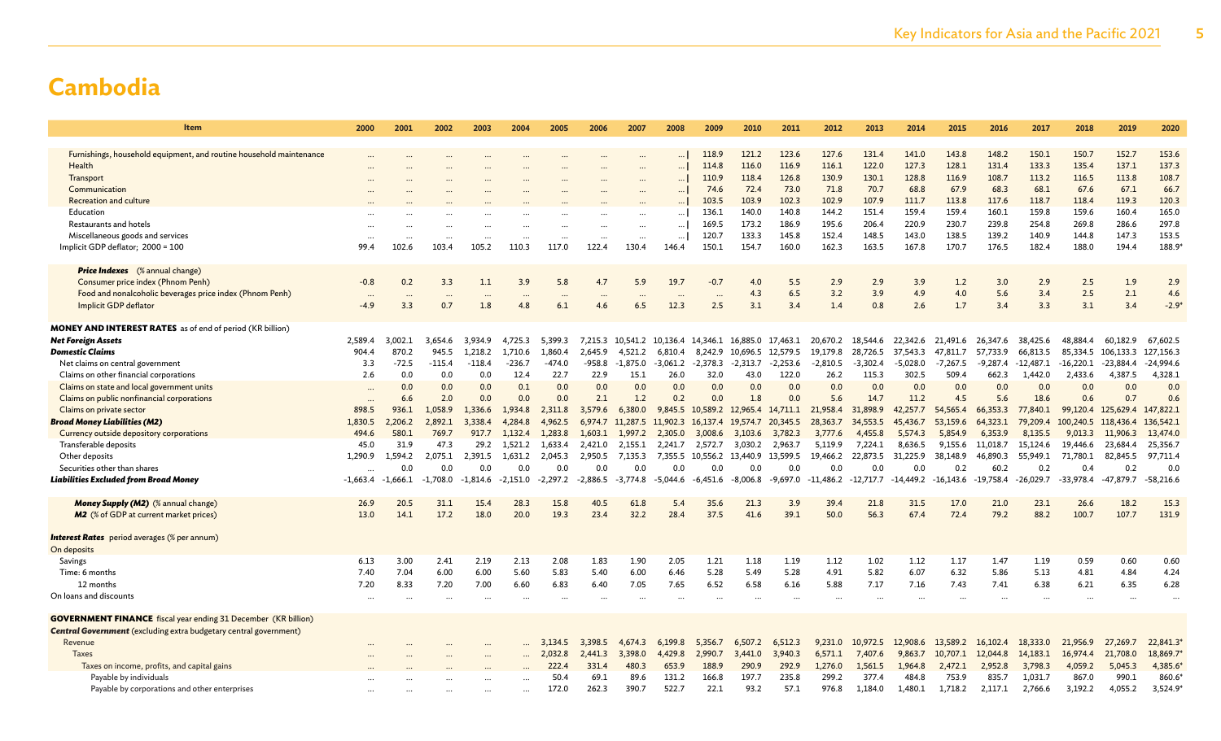# Cambodia

| Item | 2000 | 2001 | 2002 | 2003 | 2004 | 2005 | 2006 | 2007 | 2008 | 2009 | 2010 | 2011 | 2012 | 2013 | 2014 | 2015 | 2016 | 2017 | 2018 | 2019 | 2020 |
|---|---|---|---|---|---|---|---|---|---|---|---|---|---|---|---|---|---|---|---|---|---|
| Furnishings, household equipment, and routine household maintenance | ... | ... | ... | ... | ... | ... | ... | ... | ... | 118.9 | 121.2 | 123.6 | 127.6 | 131.4 | 141.0 | 143.8 | 148.2 | 150.1 | 150.7 | 152.7 | 153.6 |
| Health | ... | ... | ... | ... | ... | ... | ... | ... | ... | 114.8 | 116.0 | 116.9 | 116.1 | 122.0 | 127.3 | 128.1 | 131.4 | 133.3 | 135.4 | 137.1 | 137.3 |
| Transport | ... | ... | ... | ... | ... | ... | ... | ... | ... | 110.9 | 118.4 | 126.8 | 130.9 | 130.1 | 128.8 | 116.9 | 108.7 | 113.2 | 116.5 | 113.8 | 108.7 |
| Communication | ... | ... | ... | ... | ... | ... | ... | ... | ... | 74.6 | 72.4 | 73.0 | 71.8 | 70.7 | 68.8 | 67.9 | 68.3 | 68.1 | 67.6 | 67.1 | 66.7 |
| Recreation and culture | ... | ... | ... | ... | ... | ... | ... | ... | ... | 103.5 | 103.9 | 102.3 | 102.9 | 107.9 | 111.7 | 113.8 | 117.6 | 118.7 | 118.4 | 119.3 | 120.3 |
| Education | ... | ... | ... | ... | ... | ... | ... | ... | ... | 136.1 | 140.0 | 140.8 | 144.2 | 151.4 | 159.4 | 159.4 | 160.1 | 159.8 | 159.6 | 160.4 | 165.0 |
| Restaurants and hotels | ... | ... | ... | ... | ... | ... | ... | ... | ... | 169.5 | 173.2 | 186.9 | 195.6 | 206.4 | 220.9 | 230.7 | 239.8 | 254.8 | 269.8 | 286.6 | 297.8 |
| Miscellaneous goods and services | ... | ... | ... | ... | ... | ... | ... | ... | ... | 120.7 | 133.3 | 145.8 | 152.4 | 148.5 | 143.0 | 138.5 | 139.2 | 140.9 | 144.8 | 147.3 | 153.5 |
| Implicit GDP deflator; 2000 = 100 | 99.4 | 102.6 | 103.4 | 105.2 | 110.3 | 117.0 | 122.4 | 130.4 | 146.4 | 150.1 | 154.7 | 160.0 | 162.3 | 163.5 | 167.8 | 170.7 | 176.5 | 182.4 | 188.0 | 194.4 | 188.9* |
| ***Price Indexes*** (% annual change) | | | | | | | | | | | | | | | | | | | | | |
| Consumer price index (Phnom Penh) | -0.8 | 0.2 | 3.3 | 1.1 | 3.9 | 5.8 | 4.7 | 5.9 | 19.7 | -0.7 | 4.0 | 5.5 | 2.9 | 2.9 | 3.9 | 1.2 | 3.0 | 2.9 | 2.5 | 1.9 | 2.9 |
| Food and nonalcoholic beverages price index (Phnom Penh) | ... | ... | ... | ... | ... | ... | ... | ... | ... | ... | 4.3 | 6.5 | 3.2 | 3.9 | 4.9 | 4.0 | 5.6 | 3.4 | 2.5 | 2.1 | 4.6 |
| Implicit GDP deflator | -4.9 | 3.3 | 0.7 | 1.8 | 4.8 | 6.1 | 4.6 | 6.5 | 12.3 | 2.5 | 3.1 | 3.4 | 1.4 | 0.8 | 2.6 | 1.7 | 3.4 | 3.3 | 3.1 | 3.4 | -2.9* |
| **MONEY AND INTEREST RATES** as of end of period (KR billion) | | | | | | | | | | | | | | | | | | | | | |
| ***Net Foreign Assets*** | 2,589.4 | 3,002.1 | 3,654.6 | 3,934.9 | 4,725.3 | 5,399.3 | 7,215.3 | 10,541.2 | 10,136.4 | 14,346.1 | 16,885.0 | 17,463.1 | 20,670.2 | 18,544.6 | 22,342.6 | 21,491.6 | 26,347.6 | 38,425.6 | 48,884.4 | 60,182.9 | 67,602.5 |
| ***Domestic Claims*** | 904.4 | 870.2 | 945.5 | 1,218.2 | 1,710.6 | 1,860.4 | 2,645.9 | 4,521.2 | 6,810.4 | 8,242.9 | 10,696.5 | 12,579.5 | 19,179.8 | 28,726.5 | 37,543.3 | 47,811.7 | 57,733.9 | 66,813.5 | 85,334.5 | 106,133.3 | 127,156.3 |
| Net claims on central government | 3.3 | -72.5 | -115.4 | -118.4 | -236.7 | -474.0 | -958.8 | -1,875.0 | -3,061.2 | -2,378.3 | -2,313.7 | -2,253.6 | -2,810.5 | -3,302.4 | -5,028.0 | -7,267.5 | -9,287.4 | -12,487.1 | -16,220.1 | -23,884.4 | -24,994.6 |
| Claims on other financial corporations | 2.6 | 0.0 | 0.0 | 0.0 | 12.4 | 22.7 | 22.9 | 15.1 | 26.0 | 32.0 | 43.0 | 122.0 | 26.2 | 115.3 | 302.5 | 509.4 | 662.3 | 1,442.0 | 2,433.6 | 4,387.5 | 4,328.1 |
| Claims on state and local government units | ... | 0.0 | 0.0 | 0.0 | 0.1 | 0.0 | 0.0 | 0.0 | 0.0 | 0.0 | 0.0 | 0.0 | 0.0 | 0.0 | 0.0 | 0.0 | 0.0 | 0.0 | 0.0 | 0.0 | 0.0 |
| Claims on public nonfinancial corporations | ... | 6.6 | 2.0 | 0.0 | 0.0 | 0.0 | 2.1 | 1.2 | 0.2 | 0.0 | 1.8 | 0.0 | 5.6 | 14.7 | 11.2 | 4.5 | 5.6 | 18.6 | 0.6 | 0.7 | 0.6 |
| Claims on private sector | 898.5 | 936.1 | 1,058.9 | 1,336.6 | 1,934.8 | 2,311.8 | 3,579.6 | 6,380.0 | 9,845.5 | 10,589.2 | 12,965.4 | 14,711.1 | 21,958.4 | 31,898.9 | 42,257.7 | 54,565.4 | 66,353.3 | 77,840.1 | 99,120.4 | 125,629.4 | 147,822.1 |
| ***Broad Money Liabilities (M2)*** | 1,830.5 | 2,206.2 | 2,892.1 | 3,338.4 | 4,284.8 | 4,962.5 | 6,974.7 | 11,287.5 | 11,902.3 | 16,137.4 | 19,574.7 | 20,345.5 | 28,363.7 | 34,553.5 | 45,436.7 | 53,159.6 | 64,323.1 | 79,209.4 | 100,240.5 | 118,436.4 | 136,542.1 |
| Currency outside depository corporations | 494.6 | 580.1 | 769.7 | 917.7 | 1,132.4 | 1,283.8 | 1,603.1 | 1,997.2 | 2,305.0 | 3,008.6 | 3,103.6 | 3,782.3 | 3,777.6 | 4,455.8 | 5,574.3 | 5,854.9 | 6,353.9 | 8,135.5 | 9,013.3 | 11,906.3 | 13,474.0 |
| Transferable deposits | 45.0 | 31.9 | 47.3 | 29.2 | 1,521.2 | 1,633.4 | 2,421.0 | 2,155.1 | 2,241.7 | 2,572.7 | 3,030.2 | 2,963.7 | 5,119.9 | 7,224.1 | 8,636.5 | 9,155.6 | 11,018.7 | 15,124.6 | 19,446.6 | 23,684.4 | 25,356.7 |
| Other deposits | 1,290.9 | 1,594.2 | 2,075.1 | 2,391.5 | 1,631.2 | 2,045.3 | 2,950.5 | 7,135.3 | 7,355.5 | 10,556.2 | 13,440.9 | 13,599.5 | 19,466.2 | 22,873.5 | 31,225.9 | 38,148.9 | 46,890.3 | 55,949.1 | 71,780.1 | 82,845.5 | 97,711.4 |
| Securities other than shares | ... | 0.0 | 0.0 | 0.0 | 0.0 | 0.0 | 0.0 | 0.0 | 0.0 | 0.0 | 0.0 | 0.0 | 0.0 | 0.0 | 0.0 | 0.2 | 60.2 | 0.2 | 0.4 | 0.2 | 0.0 |
| ***Liabilities Excluded from Broad Money*** | -1,663.4 | -1,666.1 | -1,708.0 | -1,814.6 | -2,151.0 | -2,297.2 | -2,886.5 | -3,774.8 | -5,044.6 | -6,451.6 | -8,006.8 | -9,697.0 | -11,486.2 | -12,717.7 | -14,449.2 | -16,143.6 | -19,758.4 | -26,029.7 | -33,978.4 | -47,879.7 | -58,216.6 |
| ***Money Supply (M2)*** (% annual change) | 26.9 | 20.5 | 31.1 | 15.4 | 28.3 | 15.8 | 40.5 | 61.8 | 5.4 | 35.6 | 21.3 | 3.9 | 39.4 | 21.8 | 31.5 | 17.0 | 21.0 | 23.1 | 26.6 | 18.2 | 15.3 |
| ***M2*** (% of GDP at current market prices) | 13.0 | 14.1 | 17.2 | 18.0 | 20.0 | 19.3 | 23.4 | 32.2 | 28.4 | 37.5 | 41.6 | 39.1 | 50.0 | 56.3 | 67.4 | 72.4 | 79.2 | 88.2 | 100.7 | 107.7 | 131.9 |
| ***Interest Rates*** period averages (% per annum) | | | | | | | | | | | | | | | | | | | | | |
| On deposits | | | | | | | | | | | | | | | | | | | | | |
| Savings | 6.13 | 3.00 | 2.41 | 2.19 | 2.13 | 2.08 | 1.83 | 1.90 | 2.05 | 1.21 | 1.18 | 1.19 | 1.12 | 1.02 | 1.12 | 1.17 | 1.47 | 1.19 | 0.59 | 0.60 | 0.60 |
| Time: 6 months | 7.40 | 7.04 | 6.00 | 6.00 | 5.60 | 5.83 | 5.40 | 6.00 | 6.46 | 5.28 | 5.49 | 5.28 | 4.91 | 5.82 | 6.07 | 6.32 | 5.86 | 5.13 | 4.81 | 4.84 | 4.24 |
| 12 months | 7.20 | 8.33 | 7.20 | 7.00 | 6.60 | 6.83 | 6.40 | 7.05 | 7.65 | 6.52 | 6.58 | 6.16 | 5.88 | 7.17 | 7.16 | 7.43 | 7.41 | 6.38 | 6.21 | 6.35 | 6.28 |
| On loans and discounts | ... | ... | ... | ... | ... | ... | ... | ... | ... | ... | ... | ... | ... | ... | ... | ... | ... | ... | ... | ... | ... |
| **GOVERNMENT FINANCE** fiscal year ending 31 December (KR billion) | | | | | | | | | | | | | | | | | | | | | |
| ***Central Government*** (excluding extra budgetary central government) | | | | | | | | | | | | | | | | | | | | | |
| Revenue | ... | ... | ... | ... | ... | 3,134.5 | 3,398.5 | 4,674.3 | 6,199.8 | 5,356.7 | 6,507.2 | 6,512.3 | 9,231.0 | 10,972.5 | 12,908.6 | 13,589.2 | 16,102.4 | 18,333.0 | 21,956.9 | 27,269.7 | 22,841.3* |
| Taxes | ... | ... | ... | ... | ... | 2,032.8 | 2,441.3 | 3,398.0 | 4,429.8 | 2,990.7 | 3,441.0 | 3,940.3 | 6,571.1 | 7,407.6 | 9,863.7 | 10,707.1 | 12,044.8 | 14,183.1 | 16,974.4 | 21,708.0 | 18,869.7* |
| Taxes on income, profits, and capital gains | ... | ... | ... | ... | ... | 222.4 | 331.4 | 480.3 | 653.9 | 188.9 | 290.9 | 292.9 | 1,276.0 | 1,561.5 | 1,964.8 | 2,472.1 | 2,952.8 | 3,798.3 | 4,059.2 | 5,045.3 | 4,385.6* |
| Payable by individuals | ... | ... | ... | ... | ... | 50.4 | 69.1 | 89.6 | 131.2 | 166.8 | 197.7 | 235.8 | 299.2 | 377.4 | 484.8 | 753.9 | 835.7 | 1,031.7 | 867.0 | 990.1 | 860.6* |
| Payable by corporations and other enterprises | ... | ... | ... | ... | ... | 172.0 | 262.3 | 390.7 | 522.7 | 22.1 | 93.2 | 57.1 | 976.8 | 1,184.0 | 1,480.1 | 1,718.2 | 2,117.1 | 2,766.6 | 3,192.2 | 4,055.2 | 3,524.9* |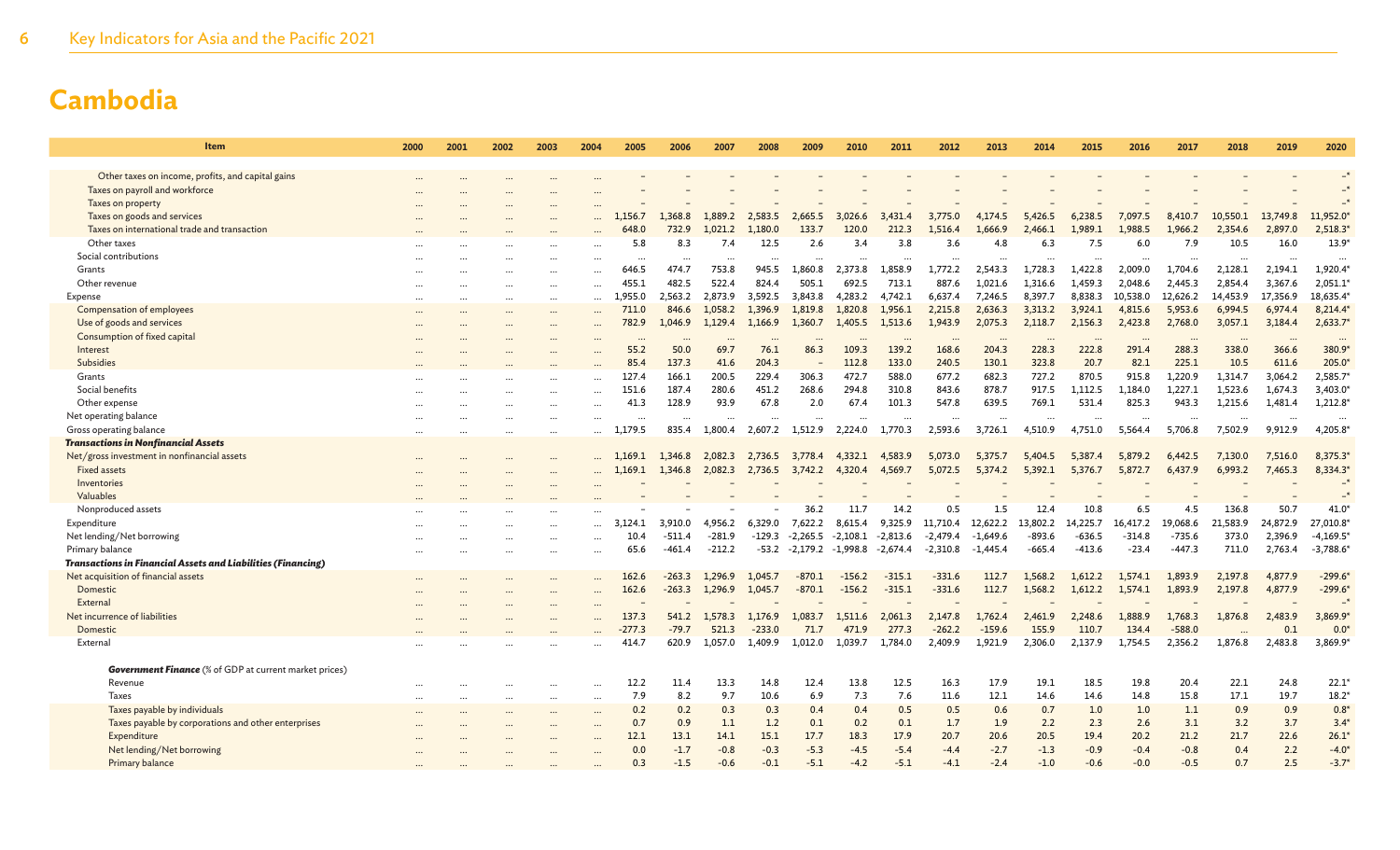# Cambodia

| Item | 2000 | 2001 | 2002 | 2003 | 2004 | 2005 | 2006 | 2007 | 2008 | 2009 | 2010 | 2011 | 2012 | 2013 | 2014 | 2015 | 2016 | 2017 | 2018 | 2019 | 2020 |
|---|---|---|---|---|---|---|---|---|---|---|---|---|---|---|---|---|---|---|---|---|---|
| Other taxes on income, profits, and capital gains | ... | ... | ... | ... | ... | – | – | – | – | – | – | – | – | – | – | – | – | – | – | – | –* |
| Taxes on payroll and workforce | ... | ... | ... | ... | ... | – | – | – | – | – | – | – | – | – | – | – | – | – | – | – | –* |
| Taxes on property | ... | ... | ... | ... | ... | – | – | – | – | – | – | – | – | – | – | – | – | – | – | – | –* |
| Taxes on goods and services | ... | ... | ... | ... | ... | 1,156.7 | 1,368.8 | 1,889.2 | 2,583.5 | 2,665.5 | 3,026.6 | 3,431.4 | 3,775.0 | 4,174.5 | 5,426.5 | 6,238.5 | 7,097.5 | 8,410.7 | 10,550.1 | 13,749.8 | 11,952.0* |
| Taxes on international trade and transaction | ... | ... | ... | ... | ... | 648.0 | 732.9 | 1,021.2 | 1,180.0 | 133.7 | 120.0 | 212.3 | 1,516.4 | 1,666.9 | 2,466.1 | 1,989.1 | 1,988.5 | 1,966.2 | 2,354.6 | 2,897.0 | 2,518.3* |
| Other taxes | ... | ... | ... | ... | ... | 5.8 | 8.3 | 7.4 | 12.5 | 2.6 | 3.4 | 3.8 | 3.6 | 4.8 | 6.3 | 7.5 | 6.0 | 7.9 | 10.5 | 16.0 | 13.9* |
| Social contributions | ... | ... | ... | ... | ... | ... | ... | ... | ... | ... | ... | ... | ... | ... | ... | ... | ... | ... | ... | ... | ... |
| Grants | ... | ... | ... | ... | ... | 646.5 | 474.7 | 753.8 | 945.5 | 1,860.8 | 2,373.8 | 1,858.9 | 1,772.2 | 2,543.3 | 1,728.3 | 1,422.8 | 2,009.0 | 1,704.6 | 2,128.1 | 2,194.1 | 1,920.4* |
| Other revenue | ... | ... | ... | ... | ... | 455.1 | 482.5 | 522.4 | 824.4 | 505.1 | 692.5 | 713.1 | 887.6 | 1,021.6 | 1,316.6 | 1,459.3 | 2,048.6 | 2,445.3 | 2,854.4 | 3,367.6 | 2,051.1* |
| Expense | ... | ... | ... | ... | ... | 1,955.0 | 2,563.2 | 2,873.9 | 3,592.5 | 3,843.8 | 4,283.2 | 4,742.1 | 6,637.4 | 7,246.5 | 8,397.7 | 8,838.3 | 10,538.0 | 12,626.2 | 14,453.9 | 17,356.9 | 18,635.4* |
| Compensation of employees | ... | ... | ... | ... | ... | 711.0 | 846.6 | 1,058.2 | 1,396.9 | 1,819.8 | 1,820.8 | 1,956.1 | 2,215.8 | 2,636.3 | 3,313.2 | 3,924.1 | 4,815.6 | 5,953.6 | 6,994.5 | 6,974.4 | 8,214.4* |
| Use of goods and services | ... | ... | ... | ... | ... | 782.9 | 1,046.9 | 1,129.4 | 1,166.9 | 1,360.7 | 1,405.5 | 1,513.6 | 1,943.9 | 2,075.3 | 2,118.7 | 2,156.3 | 2,423.8 | 2,768.0 | 3,057.1 | 3,184.4 | 2,633.7* |
| Consumption of fixed capital | ... | ... | ... | ... | ... | ... | ... | ... | ... | ... | ... | ... | ... | ... | ... | ... | ... | ... | ... | ... | ... |
| Interest | ... | ... | ... | ... | ... | 55.2 | 50.0 | 69.7 | 76.1 | 86.3 | 109.3 | 139.2 | 168.6 | 204.3 | 228.3 | 222.8 | 291.4 | 288.3 | 338.0 | 366.6 | 380.9* |
| Subsidies | ... | ... | ... | ... | ... | 85.4 | 137.3 | 41.6 | 204.3 | – | 112.8 | 133.0 | 240.5 | 130.1 | 323.8 | 20.7 | 82.1 | 225.1 | 10.5 | 611.6 | 205.0* |
| Grants | ... | ... | ... | ... | ... | 127.4 | 166.1 | 200.5 | 229.4 | 306.3 | 472.7 | 588.0 | 677.2 | 682.3 | 727.2 | 870.5 | 915.8 | 1,220.9 | 1,314.7 | 3,064.2 | 2,585.7* |
| Social benefits | ... | ... | ... | ... | ... | 151.6 | 187.4 | 280.6 | 451.2 | 268.6 | 294.8 | 310.8 | 843.6 | 878.7 | 917.5 | 1,112.5 | 1,184.0 | 1,227.1 | 1,523.6 | 1,674.3 | 3,403.0* |
| Other expense | ... | ... | ... | ... | ... | 41.3 | 128.9 | 93.9 | 67.8 | 2.0 | 67.4 | 101.3 | 547.8 | 639.5 | 769.1 | 531.4 | 825.3 | 943.3 | 1,215.6 | 1,481.4 | 1,212.8* |
| Net operating balance | ... | ... | ... | ... | ... | ... | ... | ... | ... | ... | ... | ... | ... | ... | ... | ... | ... | ... | ... | ... | ... |
| Gross operating balance | ... | ... | ... | ... | ... | 1,179.5 | 835.4 | 1,800.4 | 2,607.2 | 1,512.9 | 2,224.0 | 1,770.3 | 2,593.6 | 3,726.1 | 4,510.9 | 4,751.0 | 5,564.4 | 5,706.8 | 7,502.9 | 9,912.9 | 4,205.8* |
| ***Transactions in Nonfinancial Assets*** | | | | | | | | | | | | | | | | | | | | | |
| Net/gross investment in nonfinancial assets | ... | ... | ... | ... | ... | 1,169.1 | 1,346.8 | 2,082.3 | 2,736.5 | 3,778.4 | 4,332.1 | 4,583.9 | 5,073.0 | 5,375.7 | 5,404.5 | 5,387.4 | 5,879.2 | 6,442.5 | 7,130.0 | 7,516.0 | 8,375.3* |
| Fixed assets | ... | ... | ... | ... | ... | 1,169.1 | 1,346.8 | 2,082.3 | 2,736.5 | 3,742.2 | 4,320.4 | 4,569.7 | 5,072.5 | 5,374.2 | 5,392.1 | 5,376.7 | 5,872.7 | 6,437.9 | 6,993.2 | 7,465.3 | 8,334.3* |
| Inventories | ... | ... | ... | ... | ... | – | – | – | – | – | – | – | – | – | – | – | – | – | – | – | –* |
| Valuables | ... | ... | ... | ... | ... | – | – | – | – | – | – | – | – | – | – | – | – | – | – | – | –* |
| Nonproduced assets | ... | ... | ... | ... | ... | – | – | – | – | 36.2 | 11.7 | 14.2 | 0.5 | 1.5 | 12.4 | 10.8 | 6.5 | 4.5 | 136.8 | 50.7 | 41.0* |
| Expenditure | ... | ... | ... | ... | ... | 3,124.1 | 3,910.0 | 4,956.2 | 6,329.0 | 7,622.2 | 8,615.4 | 9,325.9 | 11,710.4 | 12,622.2 | 13,802.2 | 14,225.7 | 16,417.2 | 19,068.6 | 21,583.9 | 24,872.9 | 27,010.8* |
| Net lending/Net borrowing | ... | ... | ... | ... | ... | 10.4 | -511.4 | -281.9 | -129.3 | -2,265.5 | -2,108.1 | -2,813.6 | -2,479.4 | -1,649.6 | -893.6 | -636.5 | -314.8 | -735.6 | 373.0 | 2,396.9 | -4,169.5* |
| Primary balance | ... | ... | ... | ... | ... | 65.6 | -461.4 | -212.2 | -53.2 | -2,179.2 | -1,998.8 | -2,674.4 | -2,310.8 | -1,445.4 | -665.4 | -413.6 | -23.4 | -447.3 | 711.0 | 2,763.4 | -3,788.6* |
| ***Transactions in Financial Assets and Liabilities (Financing)*** | | | | | | | | | | | | | | | | | | | | | |
| Net acquisition of financial assets | ... | ... | ... | ... | ... | 162.6 | -263.3 | 1,296.9 | 1,045.7 | -870.1 | -156.2 | -315.1 | -331.6 | 112.7 | 1,568.2 | 1,612.2 | 1,574.1 | 1,893.9 | 2,197.8 | 4,877.9 | -299.6* |
| Domestic | ... | ... | ... | ... | ... | 162.6 | -263.3 | 1,296.9 | 1,045.7 | -870.1 | -156.2 | -315.1 | -331.6 | 112.7 | 1,568.2 | 1,612.2 | 1,574.1 | 1,893.9 | 2,197.8 | 4,877.9 | -299.6* |
| External | ... | ... | ... | ... | ... | – | – | – | – | – | – | – | – | – | – | – | – | – | – | – | –* |
| Net incurrence of liabilities | ... | ... | ... | ... | ... | 137.3 | 541.2 | 1,578.3 | 1,176.9 | 1,083.7 | 1,511.6 | 2,061.3 | 2,147.8 | 1,762.4 | 2,461.9 | 2,248.6 | 1,888.9 | 1,768.3 | 1,876.8 | 2,483.9 | 3,869.9* |
| Domestic | ... | ... | ... | ... | ... | -277.3 | -79.7 | 521.3 | -233.0 | 71.7 | 471.9 | 277.3 | -262.2 | -159.6 | 155.9 | 110.7 | 134.4 | -588.0 | ... | 0.1 | 0.0* |
| External | ... | ... | ... | ... | ... | 414.7 | 620.9 | 1,057.0 | 1,409.9 | 1,012.0 | 1,039.7 | 1,784.0 | 2,409.9 | 1,921.9 | 2,306.0 | 2,137.9 | 1,754.5 | 2,356.2 | 1,876.8 | 2,483.8 | 3,869.9* |
| ***Government Finance*** (% of GDP at current market prices) | | | | | | | | | | | | | | | | | | | | | |
| Revenue | ... | ... | ... | ... | ... | 12.2 | 11.4 | 13.3 | 14.8 | 12.4 | 13.8 | 12.5 | 16.3 | 17.9 | 19.1 | 18.5 | 19.8 | 20.4 | 22.1 | 24.8 | 22.1* |
| Taxes | ... | ... | ... | ... | ... | 7.9 | 8.2 | 9.7 | 10.6 | 6.9 | 7.3 | 7.6 | 11.6 | 12.1 | 14.6 | 14.6 | 14.8 | 15.8 | 17.1 | 19.7 | 18.2* |
| Taxes payable by individuals | ... | ... | ... | ... | ... | 0.2 | 0.2 | 0.3 | 0.3 | 0.4 | 0.4 | 0.5 | 0.5 | 0.6 | 0.7 | 1.0 | 1.0 | 1.1 | 0.9 | 0.9 | 0.8* |
| Taxes payable by corporations and other enterprises | ... | ... | ... | ... | ... | 0.7 | 0.9 | 1.1 | 1.2 | 0.1 | 0.2 | 0.1 | 1.7 | 1.9 | 2.2 | 2.3 | 2.6 | 3.1 | 3.2 | 3.7 | 3.4* |
| Expenditure | ... | ... | ... | ... | ... | 12.1 | 13.1 | 14.1 | 15.1 | 17.7 | 18.3 | 17.9 | 20.7 | 20.6 | 20.5 | 19.4 | 20.2 | 21.2 | 21.7 | 22.6 | 26.1* |
| Net lending/Net borrowing | ... | ... | ... | ... | ... | 0.0 | -1.7 | -0.8 | -0.3 | -5.3 | -4.5 | -5.4 | -4.4 | -2.7 | -1.3 | -0.9 | -0.4 | -0.8 | 0.4 | 2.2 | -4.0* |
| Primary balance | ... | ... | ... | ... | ... | 0.3 | -1.5 | -0.6 | -0.1 | -5.1 | -4.2 | -5.1 | -4.1 | -2.4 | -1.0 | -0.6 | -0.0 | -0.5 | 0.7 | 2.5 | -3.7* |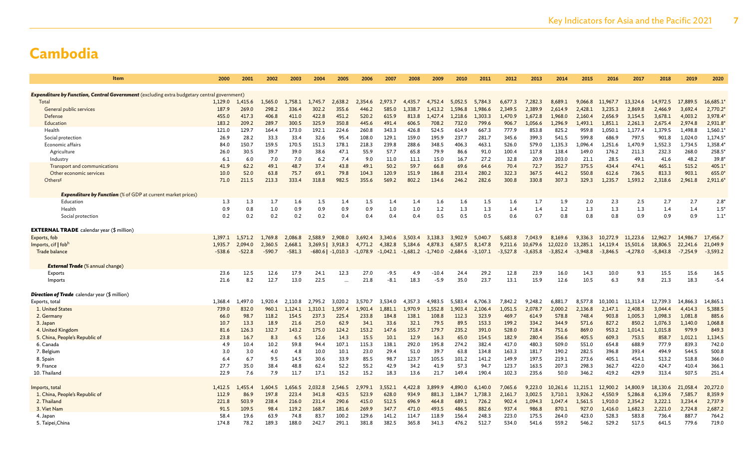# Cambodia

| Item | 2000 | 2001 | 2002 | 2003 | 2004 | 2005 | 2006 | 2007 | 2008 | 2009 | 2010 | 2011 | 2012 | 2013 | 2014 | 2015 | 2016 | 2017 | 2018 | 2019 | 2020 |
|---|---|---|---|---|---|---|---|---|---|---|---|---|---|---|---|---|---|---|---|---|---|
| ***Expenditure by Function, Central Government*** (excluding extra budgetary central government) | | | | | | | | | | | | | | | | | | | | | |
| Total | 1,129.0 | 1,415.6 | 1,565.0 | 1,758.1 | 1,745.7 | 2,638.2 | 2,354.6 | 2,973.7 | 4,435.7 | 4,752.4 | 5,052.5 | 5,784.3 | 6,677.3 | 7,282.3 | 8,689.1 | 9,066.8 | 11,967.7 | 13,324.6 | 14,972.5 | 17,889.5 | 16,685.1* |
| General public services | 187.9 | 269.0 | 298.2 | 336.4 | 302.2 | 355.6 | 446.2 | 585.0 | 1,338.7 | 1,413.2 | 1,596.8 | 1,986.6 | 2,349.5 | 2,389.9 | 2,614.9 | 2,428.1 | 3,235.3 | 2,869.8 | 2,466.9 | 3,692.4 | 2,770.2* |
| Defense | 455.0 | 417.3 | 406.8 | 411.0 | 422.8 | 451.2 | 520.2 | 615.9 | 813.8 | 1,427.4 | 1,218.6 | 1,303.3 | 1,470.9 | 1,672.8 | 1,968.0 | 2,160.4 | 2,656.9 | 3,154.5 | 3,678.1 | 4,003.2 | 3,978.4* |
| Education | 183.2 | 209.2 | 289.7 | 300.5 | 325.9 | 350.8 | 445.6 | 491.4 | 606.5 | 708.2 | 732.0 | 799.6 | 906.7 | 1,056.6 | 1,296.9 | 1,493.1 | 1,851.1 | 2,261.3 | 2,675.4 | 2,974.8 | 2,931.8* |
| Health | 121.0 | 129.7 | 164.4 | 173.0 | 192.1 | 224.6 | 260.8 | 343.3 | 426.8 | 524.5 | 614.9 | 667.3 | 777.9 | 853.8 | 825.2 | 959.8 | 1,050.1 | 1,177.4 | 1,379.5 | 1,498.8 | 1,560.1* |
| Social protection | 26.9 | 28.2 | 33.3 | 33.4 | 32.6 | 95.4 | 108.0 | 129.1 | 159.0 | 195.9 | 237.7 | 281.7 | 345.6 | 399.3 | 541.5 | 599.8 | 686.9 | 797.5 | 901.8 | 1,024.0 | 1,174.5* |
| Economic affairs | 84.0 | 150.7 | 159.5 | 170.5 | 151.3 | 178.1 | 218.3 | 239.8 | 288.6 | 348.5 | 406.3 | 463.1 | 526.0 | 579.0 | 1,135.3 | 1,096.4 | 1,251.6 | 1,470.9 | 1,552.3 | 1,734.5 | 1,358.4* |
| Agriculture | 26.0 | 30.5 | 39.7 | 39.0 | 38.6 | 47.1 | 55.9 | 57.7 | 65.8 | 79.9 | 86.6 | 91.0 | 100.4 | 117.8 | 138.4 | 149.0 | 176.2 | 211.3 | 232.3 | 268.0 | 258.5* |
| Industry | 6.1 | 6.0 | 7.0 | 7.0 | 6.2 | 7.4 | 9.0 | 11.0 | 11.1 | 15.0 | 16.7 | 27.2 | 32.8 | 20.9 | 203.0 | 21.1 | 28.5 | 49.1 | 41.6 | 48.2 | 39.8* |
| Transport and communications | 41.9 | 62.2 | 49.1 | 48.7 | 37.4 | 43.8 | 49.1 | 50.2 | 59.7 | 66.8 | 69.6 | 64.6 | 70.4 | 72.7 | 352.7 | 375.5 | 434.4 | 474.1 | 465.1 | 515.2 | 405.1* |
| Other economic services | 10.0 | 52.0 | 63.8 | 75.7 | 69.1 | 79.8 | 104.3 | 120.9 | 151.9 | 186.8 | 233.4 | 280.2 | 322.3 | 367.5 | 441.2 | 550.8 | 612.6 | 736.5 | 813.3 | 903.1 | 655.0* |
| Others[g] | 71.0 | 211.5 | 213.3 | 333.4 | 318.8 | 982.5 | 355.6 | 569.2 | 802.2 | 134.6 | 246.2 | 282.6 | 300.8 | 330.8 | 307.3 | 329.3 | 1,235.7 | 1,593.2 | 2,318.6 | 2,961.8 | 2,911.6* |
| ***Expenditure by Function*** (% of GDP at current market prices) | | | | | | | | | | | | | | | | | | | | | |
| Education | 1.3 | 1.3 | 1.7 | 1.6 | 1.5 | 1.4 | 1.5 | 1.4 | 1.4 | 1.6 | 1.6 | 1.5 | 1.6 | 1.7 | 1.9 | 2.0 | 2.3 | 2.5 | 2.7 | 2.7 | 2.8* |
| Health | 0.9 | 0.8 | 1.0 | 0.9 | 0.9 | 0.9 | 0.9 | 1.0 | 1.0 | 1.2 | 1.3 | 1.3 | 1.4 | 1.4 | 1.2 | 1.3 | 1.3 | 1.3 | 1.4 | 1.4 | 1.5* |
| Social protection | 0.2 | 0.2 | 0.2 | 0.2 | 0.2 | 0.4 | 0.4 | 0.4 | 0.4 | 0.5 | 0.5 | 0.5 | 0.6 | 0.7 | 0.8 | 0.8 | 0.8 | 0.9 | 0.9 | 0.9 | 1.1* |
| **EXTERNAL TRADE** calendar year ($ million) | | | | | | | | | | | | | | | | | | | | | |
| Exports, fob | 1,397.1 | 1,571.2 | 1,769.8 | 2,086.8 | 2,588.9 | 2,908.0 | 3,692.4 | 3,340.6 | 3,503.4 | 3,138.3 | 3,902.9 | 5,040.7 | 5,683.8 | 7,043.9 | 8,169.6 | 9,336.3 | 10,272.9 | 11,223.6 | 12,962.7 | 14,986.7 | 17,456.7 |
| Imports, cif \| fob[h] | 1,935.7 | 2,094.0 | 2,360.5 | 2,668.1 | 3,269.5 \| | 3,918.3 | 4,771.2 | 4,382.8 | 5,184.6 | 4,878.3 | 6,587.5 | 8,147.8 | 9,211.6 | 10,679.6 | 12,022.0 | 13,285.1 | 14,119.4 | 15,501.6 | 18,806.5 | 22,241.6 | 21,049.9 |
| Trade balance | -538.6 | -522.8 | -590.7 | -581.3 | -680.6 \| | -1,010.3 | -1,078.9 | -1,042.1 | -1,681.2 | -1,740.0 | -2,684.6 | -3,107.1 | -3,527.8 | -3,635.8 | -3,852.4 | -3,948.8 | -3,846.5 | -4,278.0 | -5,843.8 | -7,254.9 | -3,593.2 |
| ***External Trade*** (% annual change) | | | | | | | | | | | | | | | | | | | | | |
| Exports | 23.6 | 12.5 | 12.6 | 17.9 | 24.1 | 12.3 | 27.0 | -9.5 | 4.9 | -10.4 | 24.4 | 29.2 | 12.8 | 23.9 | 16.0 | 14.3 | 10.0 | 9.3 | 15.5 | 15.6 | 16.5 |
| Imports | 21.6 | 8.2 | 12.7 | 13.0 | 22.5 | ... | 21.8 | -8.1 | 18.3 | -5.9 | 35.0 | 23.7 | 13.1 | 15.9 | 12.6 | 10.5 | 6.3 | 9.8 | 21.3 | 18.3 | -5.4 |
| ***Direction of Trade*** calendar year ($ million) | | | | | | | | | | | | | | | | | | | | | |
| Exports, total | 1,368.4 | 1,497.0 | 1,920.4 | 2,110.8 | 2,795.2 | 3,020.2 | 3,570.7 | 3,534.0 | 4,357.3 | 4,983.5 | 5,583.4 | 6,706.3 | 7,842.2 | 9,248.2 | 6,881.7 | 8,577.8 | 10,100.1 | 11,313.4 | 12,739.3 | 14,866.3 | 14,865.1 |
| 1. United States | 739.0 | 832.0 | 960.1 | 1,124.1 | 1,310.1 | 1,597.4 | 1,901.4 | 1,881.1 | 1,970.9 | 1,552.8 | 1,903.4 | 2,106.4 | 1,051.5 | 2,078.7 | 2,000.2 | 2,136.8 | 2,147.1 | 2,408.3 | 3,044.4 | 4,414.3 | 5,388.5 |
| 2. Germany | 66.0 | 98.7 | 118.2 | 154.5 | 237.3 | 225.4 | 233.8 | 184.8 | 138.1 | 108.8 | 112.3 | 323.9 | 469.7 | 614.9 | 578.8 | 748.4 | 903.8 | 1,005.3 | 1,098.3 | 1,081.8 | 885.6 |
| 3. Japan | 10.7 | 13.3 | 18.9 | 21.6 | 25.0 | 62.9 | 34.1 | 33.6 | 32.1 | 79.5 | 89.5 | 153.3 | 199.2 | 334.2 | 344.9 | 571.6 | 827.2 | 850.2 | 1,076.3 | 1,140.0 | 1,068.8 |
| 4. United Kingdom | 81.6 | 126.3 | 132.7 | 143.2 | 175.0 | 124.2 | 153.2 | 147.6 | 155.7 | 179.7 | 235.2 | 391.0 | 528.0 | 718.4 | 751.6 | 869.0 | 953.2 | 1,014.1 | 1,015.8 | 979.9 | 849.3 |
| 5. China, People's Republic of | 23.8 | 16.7 | 8.3 | 6.5 | 12.6 | 14.3 | 15.5 | 10.1 | 12.9 | 16.3 | 65.0 | 154.5 | 182.9 | 280.4 | 356.6 | 405.5 | 609.3 | 753.5 | 858.7 | 1,012.1 | 1,134.5 |
| 6. Canada | 4.9 | 10.4 | 10.2 | 59.8 | 94.4 | 107.1 | 115.3 | 138.1 | 292.0 | 195.8 | 274.2 | 382.4 | 417.0 | 480.3 | 509.0 | 551.0 | 654.8 | 688.9 | 777.9 | 839.3 | 742.0 |
| 7. Belgium | 3.0 | 3.0 | 4.0 | 4.8 | 10.0 | 10.1 | 23.0 | 29.4 | 51.0 | 39.7 | 63.8 | 134.8 | 163.3 | 181.7 | 190.2 | 282.5 | 396.8 | 393.4 | 494.9 | 544.5 | 500.8 |
| 8. Spain | 6.4 | 6.7 | 9.5 | 14.5 | 30.6 | 33.9 | 85.5 | 98.7 | 123.7 | 105.5 | 101.2 | 141.2 | 149.9 | 197.5 | 219.1 | 273.6 | 405.1 | 454.1 | 513.2 | 518.8 | 366.0 |
| 9. France | 27.7 | 35.0 | 38.4 | 48.8 | 62.4 | 52.2 | 55.2 | 42.9 | 34.2 | 41.9 | 57.3 | 94.7 | 123.7 | 163.5 | 207.3 | 298.3 | 362.7 | 422.0 | 424.7 | 410.4 | 366.1 |
| 10. Thailand | 22.9 | 7.6 | 7.9 | 11.7 | 17.1 | 15.2 | 15.2 | 18.3 | 13.6 | 21.7 | 149.4 | 190.4 | 102.3 | 235.6 | 50.0 | 346.2 | 419.2 | 429.9 | 313.4 | 507.5 | 251.4 |
| Imports, total | 1,412.5 | 1,455.4 | 1,604.5 | 1,656.5 | 2,032.8 | 2,546.5 | 2,979.1 | 3,552.1 | 4,422.8 | 3,899.9 | 4,890.0 | 6,140.0 | 7,065.6 | 9,223.0 | 10,261.6 | 11,215.1 | 12,900.2 | 14,800.9 | 18,130.6 | 21,058.4 | 20,272.0 |
| 1. China, People's Republic of | 112.9 | 86.9 | 197.8 | 223.4 | 341.8 | 423.5 | 523.9 | 628.0 | 934.9 | 881.3 | 1,184.7 | 1,738.3 | 2,161.7 | 3,002.5 | 3,710.1 | 3,926.2 | 4,550.9 | 5,286.8 | 6,139.6 | 7,585.7 | 8,359.9 |
| 2. Thailand | 221.8 | 503.9 | 238.4 | 216.0 | 231.4 | 290.6 | 415.0 | 512.5 | 696.9 | 464.8 | 689.1 | 726.2 | 902.4 | 1,094.3 | 1,047.4 | 1,561.5 | 1,910.0 | 2,354.2 | 3,222.1 | 3,234.4 | 2,737.9 |
| 3. Viet Nam | 91.5 | 109.5 | 98.4 | 119.2 | 168.7 | 181.6 | 269.9 | 347.7 | 471.0 | 493.5 | 486.5 | 882.6 | 937.4 | 986.8 | 870.1 | 927.0 | 1,416.0 | 1,682.3 | 2,221.0 | 2,724.8 | 2,687.2 |
| 4. Japan | 58.4 | 19.6 | 63.9 | 74.8 | 83.7 | 100.2 | 129.6 | 141.2 | 114.7 | 118.9 | 156.4 | 248.3 | 223.0 | 175.5 | 264.0 | 423.0 | 528.3 | 583.8 | 736.4 | 887.7 | 764.2 |
| 5. Taipei,China | 174.8 | 78.2 | 189.3 | 188.0 | 242.7 | 291.1 | 381.8 | 382.5 | 365.8 | 341.3 | 476.2 | 512.7 | 534.0 | 541.6 | 559.2 | 546.2 | 529.2 | 517.5 | 641.5 | 779.6 | 719.0 |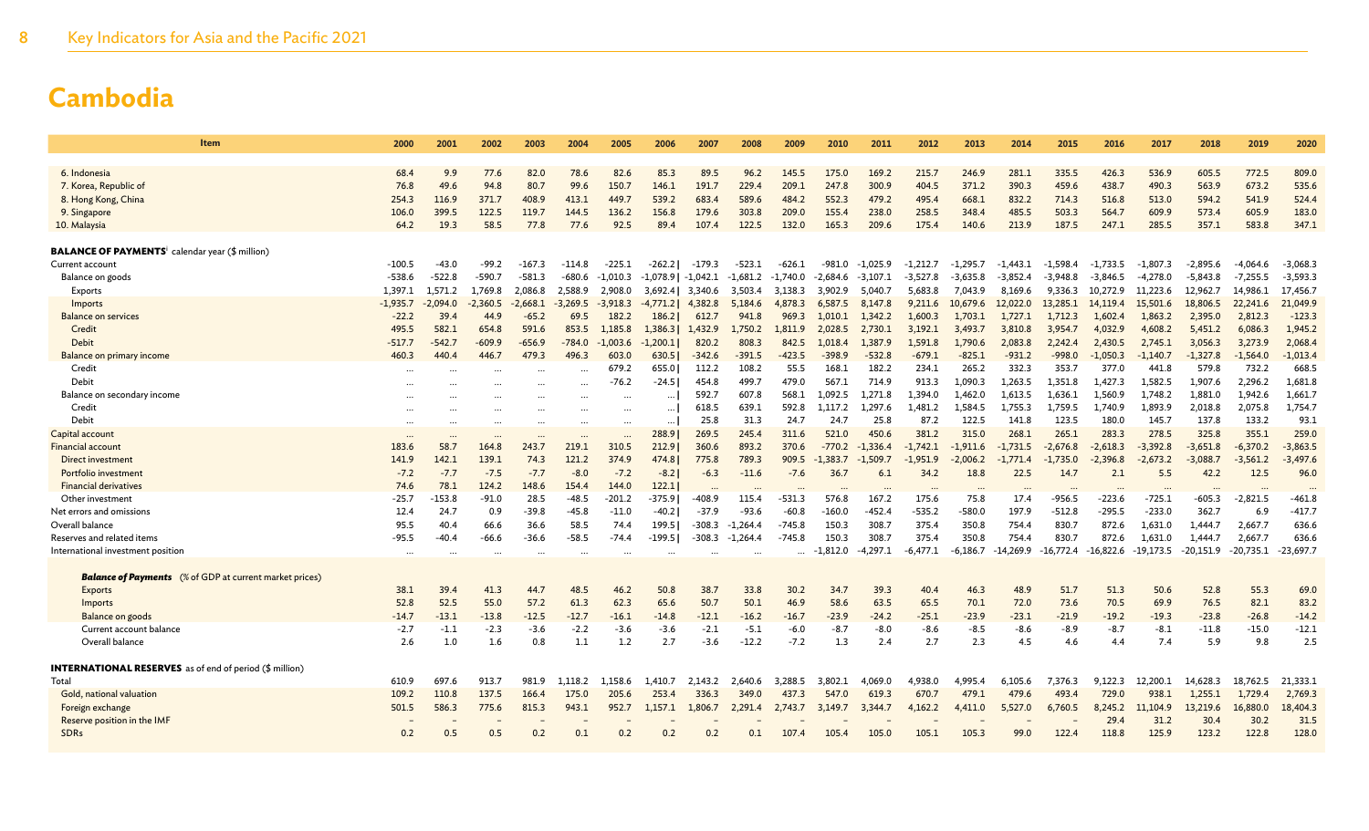# Cambodia

| Item | 2000 | 2001 | 2002 | 2003 | 2004 | 2005 | 2006 | 2007 | 2008 | 2009 | 2010 | 2011 | 2012 | 2013 | 2014 | 2015 | 2016 | 2017 | 2018 | 2019 | 2020 |
|---|---|---|---|---|---|---|---|---|---|---|---|---|---|---|---|---|---|---|---|---|---|
| 6. Indonesia | 68.4 | 9.9 | 77.6 | 82.0 | 78.6 | 82.6 | 85.3 | 89.5 | 96.2 | 145.5 | 175.0 | 169.2 | 215.7 | 246.9 | 281.1 | 335.5 | 426.3 | 536.9 | 605.5 | 772.5 | 809.0 |
| 7. Korea, Republic of | 76.8 | 49.6 | 94.8 | 80.7 | 99.6 | 150.7 | 146.1 | 191.7 | 229.4 | 209.1 | 247.8 | 300.9 | 404.5 | 371.2 | 390.3 | 459.6 | 438.7 | 490.3 | 563.9 | 673.2 | 535.6 |
| 8. Hong Kong, China | 254.3 | 116.9 | 371.7 | 408.9 | 413.1 | 449.7 | 539.2 | 683.4 | 589.6 | 484.2 | 552.3 | 479.2 | 495.4 | 668.1 | 832.2 | 714.3 | 516.8 | 513.0 | 594.2 | 541.9 | 524.4 |
| 9. Singapore | 106.0 | 399.5 | 122.5 | 119.7 | 144.5 | 136.2 | 156.8 | 179.6 | 303.8 | 209.0 | 155.4 | 238.0 | 258.5 | 348.4 | 485.5 | 503.3 | 564.7 | 609.9 | 573.4 | 605.9 | 183.0 |
| 10. Malaysia | 64.2 | 19.3 | 58.5 | 77.8 | 77.6 | 92.5 | 89.4 | 107.4 | 122.5 | 132.0 | 165.3 | 209.6 | 175.4 | 140.6 | 213.9 | 187.5 | 247.1 | 285.5 | 357.1 | 583.8 | 347.1 |
| **BALANCE OF PAYMENTS**[i] calendar year ($ million) | | | | | | | | | | | | | | | | | | | | | |
| Current account | -100.5 | -43.0 | -99.2 | -167.3 | -114.8 | -225.1 | -262.2 | -179.3 | -523.1 | -626.1 | -981.0 | -1,025.9 | -1,212.7 | -1,295.7 | -1,443.1 | -1,598.4 | -1,733.5 | -1,807.3 | -2,895.6 | -4,064.6 | -3,068.3 |
| Balance on goods | -538.6 | -522.8 | -590.7 | -581.3 | -680.6 | -1,010.3 | -1,078.9 | -1,042.1 | -1,681.2 | -1,740.0 | -2,684.6 | -3,107.1 | -3,527.8 | -3,635.8 | -3,852.4 | -3,948.8 | -3,846.5 | -4,278.0 | -5,843.8 | -7,255.5 | -3,593.3 |
| Exports | 1,397.1 | 1,571.2 | 1,769.8 | 2,086.8 | 2,588.9 | 2,908.0 | 3,692.4 | 3,340.6 | 3,503.4 | 3,138.3 | 3,902.9 | 5,040.7 | 5,683.8 | 7,043.9 | 8,169.6 | 9,336.3 | 10,272.9 | 11,223.6 | 12,962.7 | 14,986.1 | 17,456.7 |
| Imports | -1,935.7 | -2,094.0 | -2,360.5 | -2,668.1 | -3,269.5 | -3,918.3 | -4,771.2 | 4,382.8 | 5,184.6 | 4,878.3 | 6,587.5 | 8,147.8 | 9,211.6 | 10,679.6 | 12,022.0 | 13,285.1 | 14,119.4 | 15,501.6 | 18,806.5 | 22,241.6 | 21,049.9 |
| Balance on services | -22.2 | 39.4 | 44.9 | -65.2 | 69.5 | 182.2 | 186.2 | 612.7 | 941.8 | 969.3 | 1,010.1 | 1,342.2 | 1,600.3 | 1,703.1 | 1,727.1 | 1,712.3 | 1,602.4 | 1,863.2 | 2,395.0 | 2,812.3 | -123.3 |
| Credit | 495.5 | 582.1 | 654.8 | 591.6 | 853.5 | 1,185.8 | 1,386.3 | 1,432.9 | 1,750.2 | 1,811.9 | 2,028.5 | 2,730.1 | 3,192.1 | 3,493.7 | 3,810.8 | 3,954.7 | 4,032.9 | 4,608.2 | 5,451.2 | 6,086.3 | 1,945.2 |
| Debit | -517.7 | -542.7 | -609.9 | -656.9 | -784.0 | -1,003.6 | -1,200.1 | 820.2 | 808.3 | 842.5 | 1,018.4 | 1,387.9 | 1,591.8 | 1,790.6 | 2,083.8 | 2,242.4 | 2,430.5 | 2,745.1 | 3,056.3 | 3,273.9 | 2,068.4 |
| Balance on primary income | 460.3 | 440.4 | 446.7 | 479.3 | 496.3 | 603.0 | 630.5 | -342.6 | -391.5 | -423.5 | -398.9 | -532.8 | -679.1 | -825.1 | -931.2 | -998.0 | -1,050.3 | -1,140.7 | -1,327.8 | -1,564.0 | -1,013.4 |
| Credit | ... | ... | ... | ... | ... | 679.2 | 655.0 | 112.2 | 108.2 | 55.5 | 168.1 | 182.2 | 234.1 | 265.2 | 332.3 | 353.7 | 377.0 | 441.8 | 579.8 | 732.2 | 668.5 |
| Debit | ... | ... | ... | ... | ... | -76.2 | -24.5 | 454.8 | 499.7 | 479.0 | 567.1 | 714.9 | 913.3 | 1,090.3 | 1,263.5 | 1,351.8 | 1,427.3 | 1,582.5 | 1,907.6 | 2,296.2 | 1,681.8 |
| Balance on secondary income | ... | ... | ... | ... | ... | ... | ... | 592.7 | 607.8 | 568.1 | 1,092.5 | 1,271.8 | 1,394.0 | 1,462.0 | 1,613.5 | 1,636.1 | 1,560.9 | 1,748.2 | 1,881.0 | 1,942.6 | 1,661.7 |
| Credit | ... | ... | ... | ... | ... | ... | ... | 618.5 | 639.1 | 592.8 | 1,117.2 | 1,297.6 | 1,481.2 | 1,584.5 | 1,755.3 | 1,759.5 | 1,740.9 | 1,893.9 | 2,018.8 | 2,075.8 | 1,754.7 |
| Debit | ... | ... | ... | ... | ... | ... | ... | 25.8 | 31.3 | 24.7 | 24.7 | 25.8 | 87.2 | 122.5 | 141.8 | 123.5 | 180.0 | 145.7 | 137.8 | 133.2 | 93.1 |
| Capital account | ... | ... | ... | ... | ... | ... | 288.9 | 269.5 | 245.4 | 311.6 | 521.0 | 450.6 | 381.2 | 315.0 | 268.1 | 265.1 | 283.3 | 278.5 | 325.8 | 355.1 | 259.0 |
| Financial account | 183.6 | 58.7 | 164.8 | 243.7 | 219.1 | 310.5 | 212.9 | 360.6 | 893.2 | 370.6 | -770.2 | -1,336.4 | -1,742.1 | -1,911.6 | -1,731.5 | -2,676.8 | -2,618.3 | -3,392.8 | -3,651.8 | -6,370.2 | -3,863.5 |
| Direct investment | 141.9 | 142.1 | 139.1 | 74.3 | 121.2 | 374.9 | 474.8 | 775.8 | 789.3 | 909.5 | -1,383.7 | -1,509.7 | -1,951.9 | -2,006.2 | -1,771.4 | -1,735.0 | -2,396.8 | -2,673.2 | -3,088.7 | -3,561.2 | -3,497.6 |
| Portfolio investment | -7.2 | -7.7 | -7.5 | -7.7 | -8.0 | -7.2 | -8.2 | -6.3 | -11.6 | -7.6 | 36.7 | 6.1 | 34.2 | 18.8 | 22.5 | 14.7 | 2.1 | 5.5 | 42.2 | 12.5 | 96.0 |
| Financial derivatives | 74.6 | 78.1 | 124.2 | 148.6 | 154.4 | 144.0 | 122.1 | ... | ... | ... | ... | ... | ... | ... | ... | ... | ... | ... | ... | ... | ... |
| Other investment | -25.7 | -153.8 | -91.0 | 28.5 | -48.5 | -201.2 | -375.9 | -408.9 | 115.4 | -531.3 | 576.8 | 167.2 | 175.6 | 75.8 | 17.4 | -956.5 | -223.6 | -725.1 | -605.3 | -2,821.5 | -461.8 |
| Net errors and omissions | 12.4 | 24.7 | 0.9 | -39.8 | -45.8 | -11.0 | -40.2 | -37.9 | -93.6 | -60.8 | -160.0 | -452.4 | -535.2 | -580.0 | 197.9 | -512.8 | -295.5 | -233.0 | 362.7 | 6.9 | -417.7 |
| Overall balance | 95.5 | 40.4 | 66.6 | 36.6 | 58.5 | 74.4 | 199.5 | -308.3 | -1,264.4 | -745.8 | 150.3 | 308.7 | 375.4 | 350.8 | 754.4 | 830.7 | 872.6 | 1,631.0 | 1,444.7 | 2,667.7 | 636.6 |
| Reserves and related items | -95.5 | -40.4 | -66.6 | -36.6 | -58.5 | -74.4 | -199.5 | -308.3 | -1,264.4 | -745.8 | 150.3 | 308.7 | 375.4 | 350.8 | 754.4 | 830.7 | 872.6 | 1,631.0 | 1,444.7 | 2,667.7 | 636.6 |
| International investment position | ... | ... | ... | ... | ... | ... | ... | ... | ... | ... | -1,812.0 | -4,297.1 | -6,477.1 | -6,186.7 | -14,269.9 | -16,772.4 | -16,822.6 | -19,173.5 | -20,151.9 | -20,735.1 | -23,697.7 |
| ***Balance of Payments*** (% of GDP at current market prices) | | | | | | | | | | | | | | | | | | | | | |
| Exports | 38.1 | 39.4 | 41.3 | 44.7 | 48.5 | 46.2 | 50.8 | 38.7 | 33.8 | 30.2 | 34.7 | 39.3 | 40.4 | 46.3 | 48.9 | 51.7 | 51.3 | 50.6 | 52.8 | 55.3 | 69.0 |
| Imports | 52.8 | 52.5 | 55.0 | 57.2 | 61.3 | 62.3 | 65.6 | 50.7 | 50.1 | 46.9 | 58.6 | 63.5 | 65.5 | 70.1 | 72.0 | 73.6 | 70.5 | 69.9 | 76.5 | 82.1 | 83.2 |
| Balance on goods | -14.7 | -13.1 | -13.8 | -12.5 | -12.7 | -16.1 | -14.8 | -12.1 | -16.2 | -16.7 | -23.9 | -24.2 | -25.1 | -23.9 | -23.1 | -21.9 | -19.2 | -19.3 | -23.8 | -26.8 | -14.2 |
| Current account balance | -2.7 | -1.1 | -2.3 | -3.6 | -2.2 | -3.6 | -3.6 | -2.1 | -5.1 | -6.0 | -8.7 | -8.0 | -8.6 | -8.5 | -8.6 | -8.9 | -8.7 | -8.1 | -11.8 | -15.0 | -12.1 |
| Overall balance | 2.6 | 1.0 | 1.6 | 0.8 | 1.1 | 1.2 | 2.7 | -3.6 | -12.2 | -7.2 | 1.3 | 2.4 | 2.7 | 2.3 | 4.5 | 4.6 | 4.4 | 7.4 | 5.9 | 9.8 | 2.5 |
| **INTERNATIONAL RESERVES** as of end of period ($ million) | | | | | | | | | | | | | | | | | | | | | |
| Total | 610.9 | 697.6 | 913.7 | 981.9 | 1,118.2 | 1,158.6 | 1,410.7 | 2,143.2 | 2,640.6 | 3,288.5 | 3,802.1 | 4,069.0 | 4,938.0 | 4,995.4 | 6,105.6 | 7,376.3 | 9,122.3 | 12,200.1 | 14,628.3 | 18,762.5 | 21,333.1 |
| Gold, national valuation | 109.2 | 110.8 | 137.5 | 166.4 | 175.0 | 205.6 | 253.4 | 336.3 | 349.0 | 437.3 | 547.0 | 619.3 | 670.7 | 479.1 | 479.6 | 493.4 | 729.0 | 938.1 | 1,255.1 | 1,729.4 | 2,769.3 |
| Foreign exchange | 501.5 | 586.3 | 775.6 | 815.3 | 943.1 | 952.7 | 1,157.1 | 1,806.7 | 2,291.4 | 2,743.7 | 3,149.7 | 3,344.7 | 4,162.2 | 4,411.0 | 5,527.0 | 6,760.5 | 8,245.2 | 11,104.9 | 13,219.6 | 16,880.0 | 18,404.3 |
| Reserve position in the IMF | – | – | – | – | – | – | – | – | – | – | – | – | – | – | – | – | 29.4 | 31.2 | 30.4 | 30.2 | 31.5 |
| SDRs | 0.2 | 0.5 | 0.5 | 0.2 | 0.1 | 0.2 | 0.2 | 0.2 | 0.1 | 107.4 | 105.4 | 105.0 | 105.1 | 105.3 | 99.0 | 122.4 | 118.8 | 125.9 | 123.2 | 122.8 | 128.0 |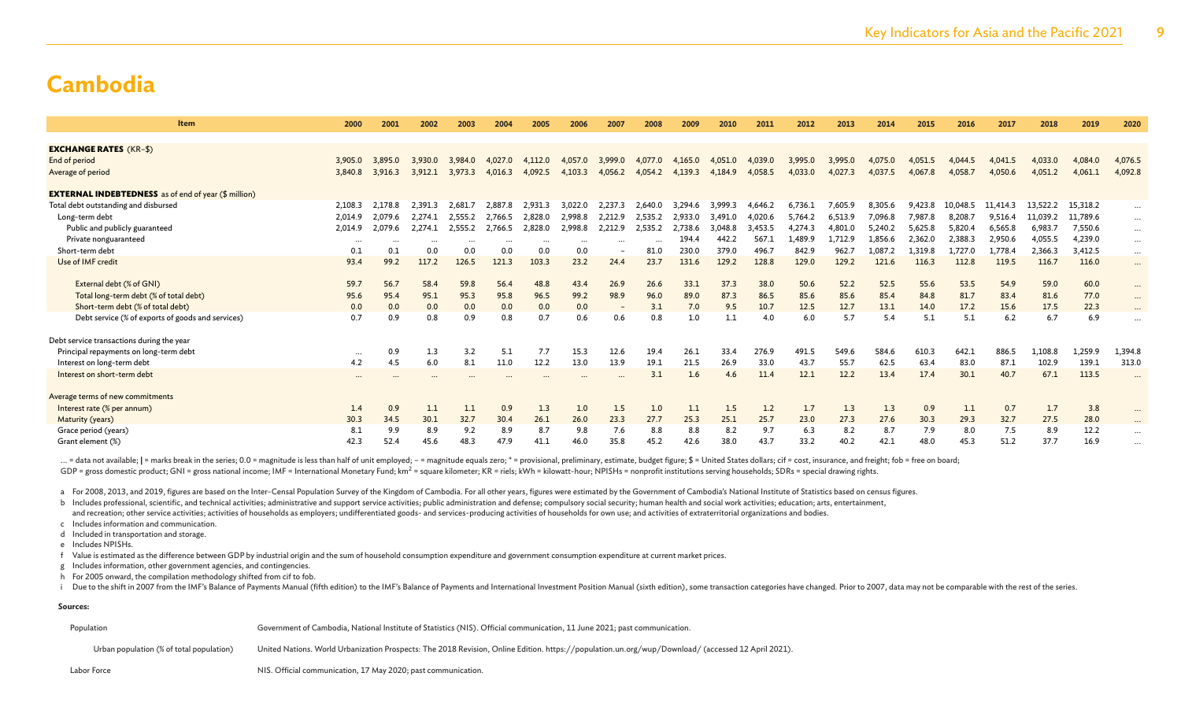# Cambodia

| Item | 2000 | 2001 | 2002 | 2003 | 2004 | 2005 | 2006 | 2007 | 2008 | 2009 | 2010 | 2011 | 2012 | 2013 | 2014 | 2015 | 2016 | 2017 | 2018 | 2019 | 2020 |
|---|---|---|---|---|---|---|---|---|---|---|---|---|---|---|---|---|---|---|---|---|---|
| **EXCHANGE RATES** (KR–$) | | | | | | | | | | | | | | | | | | | | | |
| End of period | 3,905.0 | 3,895.0 | 3,930.0 | 3,984.0 | 4,027.0 | 4,112.0 | 4,057.0 | 3,999.0 | 4,077.0 | 4,165.0 | 4,051.0 | 4,039.0 | 3,995.0 | 3,995.0 | 4,075.0 | 4,051.5 | 4,044.5 | 4,041.5 | 4,033.0 | 4,084.0 | 4,076.5 |
| Average of period | 3,840.8 | 3,916.3 | 3,912.1 | 3,973.3 | 4,016.3 | 4,092.5 | 4,103.3 | 4,056.2 | 4,054.2 | 4,139.3 | 4,184.9 | 4,058.5 | 4,033.0 | 4,027.3 | 4,037.5 | 4,067.8 | 4,058.7 | 4,050.6 | 4,051.2 | 4,061.1 | 4,092.8 |
| **EXTERNAL INDEBTEDNESS** as of end of year ($ million) | | | | | | | | | | | | | | | | | | | | | |
| Total debt outstanding and disbursed | 2,108.3 | 2,178.8 | 2,391.3 | 2,681.7 | 2,887.8 | 2,931.3 | 3,022.0 | 2,237.3 | 2,640.0 | 3,294.6 | 3,999.3 | 4,646.2 | 6,736.1 | 7,605.9 | 8,305.6 | 9,423.8 | 10,048.5 | 11,414.3 | 13,522.2 | 15,318.2 | ... |
| Long-term debt | 2,014.9 | 2,079.6 | 2,274.1 | 2,555.2 | 2,766.5 | 2,828.0 | 2,998.8 | 2,212.9 | 2,535.2 | 2,933.0 | 3,491.0 | 4,020.6 | 5,764.2 | 6,513.9 | 7,096.8 | 7,987.8 | 8,208.7 | 9,516.4 | 11,039.2 | 11,789.6 | ... |
| Public and publicly guaranteed | 2,014.9 | 2,079.6 | 2,274.1 | 2,555.2 | 2,766.5 | 2,828.0 | 2,998.8 | 2,212.9 | 2,535.2 | 2,738.6 | 3,048.8 | 3,453.5 | 4,274.3 | 4,801.0 | 5,240.2 | 5,625.8 | 5,820.4 | 6,565.8 | 6,983.7 | 7,550.6 | ... |
| Private nonguaranteed | ... | ... | ... | ... | ... | ... | ... | ... | ... | 194.4 | 442.2 | 567.1 | 1,489.9 | 1,712.9 | 1,856.6 | 2,362.0 | 2,388.3 | 2,950.6 | 4,055.5 | 4,239.0 | ... |
| Short-term debt | 0.1 | 0.1 | 0.0 | 0.0 | 0.0 | 0.0 | 0.0 | – | 81.0 | 230.0 | 379.0 | 496.7 | 842.9 | 962.7 | 1,087.2 | 1,319.8 | 1,727.0 | 1,778.4 | 2,366.3 | 3,412.5 | ... |
| Use of IMF credit | 93.4 | 99.2 | 117.2 | 126.5 | 121.3 | 103.3 | 23.2 | 24.4 | 23.7 | 131.6 | 129.2 | 128.8 | 129.0 | 129.2 | 121.6 | 116.3 | 112.8 | 119.5 | 116.7 | 116.0 | ... |
| External debt (% of GNI) | 59.7 | 56.7 | 58.4 | 59.8 | 56.4 | 48.8 | 43.4 | 26.9 | 26.6 | 33.1 | 37.3 | 38.0 | 50.6 | 52.2 | 52.5 | 55.6 | 53.5 | 54.9 | 59.0 | 60.0 | ... |
| Total long-term debt (% of total debt) | 95.6 | 95.4 | 95.1 | 95.3 | 95.8 | 96.5 | 99.2 | 98.9 | 96.0 | 89.0 | 87.3 | 86.5 | 85.6 | 85.6 | 85.4 | 84.8 | 81.7 | 83.4 | 81.6 | 77.0 | ... |
| Short-term debt (% of total debt) | 0.0 | 0.0 | 0.0 | 0.0 | 0.0 | 0.0 | 0.0 | – | 3.1 | 7.0 | 9.5 | 10.7 | 12.5 | 12.7 | 13.1 | 14.0 | 17.2 | 15.6 | 17.5 | 22.3 | ... |
| Debt service (% of exports of goods and services) | 0.7 | 0.9 | 0.8 | 0.9 | 0.8 | 0.7 | 0.6 | 0.6 | 0.8 | 1.0 | 1.1 | 4.0 | 6.0 | 5.7 | 5.4 | 5.1 | 5.1 | 6.2 | 6.7 | 6.9 | ... |
| Debt service transactions during the year | | | | | | | | | | | | | | | | | | | | | |
| Principal repayments on long-term debt | ... | 0.9 | 1.3 | 3.2 | 5.1 | 7.7 | 15.3 | 12.6 | 19.4 | 26.1 | 33.4 | 276.9 | 491.5 | 549.6 | 584.6 | 610.3 | 642.1 | 886.5 | 1,108.8 | 1,259.9 | 1,394.8 |
| Interest on long-term debt | 4.2 | 4.5 | 6.0 | 8.1 | 11.0 | 12.2 | 13.0 | 13.9 | 19.1 | 21.5 | 26.9 | 33.0 | 43.7 | 55.7 | 62.5 | 63.4 | 83.0 | 87.1 | 102.9 | 139.1 | 313.0 |
| Interest on short-term debt | ... | ... | ... | ... | ... | ... | ... | ... | 3.1 | 1.6 | 4.6 | 11.4 | 12.1 | 12.2 | 13.4 | 17.4 | 30.1 | 40.7 | 67.1 | 113.5 | ... |
| Average terms of new commitments | | | | | | | | | | | | | | | | | | | | | |
| Interest rate (% per annum) | 1.4 | 0.9 | 1.1 | 1.1 | 0.9 | 1.3 | 1.0 | 1.5 | 1.0 | 1.1 | 1.5 | 1.2 | 1.7 | 1.3 | 1.3 | 0.9 | 1.1 | 0.7 | 1.7 | 3.8 | ... |
| Maturity (years) | 30.3 | 34.5 | 30.1 | 32.7 | 30.4 | 26.1 | 26.0 | 23.3 | 27.7 | 25.3 | 25.1 | 25.7 | 23.0 | 27.3 | 27.6 | 30.3 | 29.3 | 32.7 | 27.5 | 28.0 | ... |
| Grace period (years) | 8.1 | 9.9 | 8.9 | 9.2 | 8.9 | 8.7 | 9.8 | 7.6 | 8.8 | 8.8 | 8.2 | 9.7 | 6.3 | 8.2 | 8.7 | 7.9 | 8.0 | 7.5 | 8.9 | 12.2 | ... |
| Grant element (%) | 42.3 | 52.4 | 45.6 | 48.3 | 47.9 | 41.1 | 46.0 | 35.8 | 45.2 | 42.6 | 38.0 | 43.7 | 33.2 | 40.2 | 42.1 | 48.0 | 45.3 | 51.2 | 37.7 | 16.9 | ... |

... = data not available; | = marks break in the series; 0.0 = magnitude is less than half of unit employed; – = magnitude equals zero; * = provisional, preliminary, estimate, budget figure; $ = United States dollars; cif = cost, insurance, and freight; fob = free on board; GDP = gross domestic product; GNI = gross national income; IMF = International Monetary Fund; km² = square kilometer; KR = riels; kWh = kilowatt-hour; NPISHs = nonprofit institutions serving households; SDRs = special drawing rights.

a For 2008, 2013, and 2019, figures are based on the Inter-Censal Population Survey of the Kingdom of Cambodia. For all other years, figures were estimated by the Government of Cambodia's National Institute of Statistics based on census figures.
b Includes professional, scientific, and technical activities; administrative and support service activities; public administration and defense; compulsory social security; human health and social work activities; education; arts, entertainment, and recreation; other service activities; activities of households as employers; undifferentiated goods- and services-producing activities of households for own use; and activities of extraterritorial organizations and bodies.
c Includes information and communication.
d Included in transportation and storage.
e Includes NPISHs.
f Value is estimated as the difference between GDP by industrial origin and the sum of household consumption expenditure and government consumption expenditure at current market prices.
g Includes information, other government agencies, and contingencies.
h For 2005 onward, the compilation methodology shifted from cif to fob.
i Due to the shift in 2007 from the IMF's Balance of Payments Manual (fifth edition) to the IMF's Balance of Payments and International Investment Position Manual (sixth edition), some transaction categories have changed. Prior to 2007, data may not be comparable with the rest of the series.

**Sources:**

| | |
|---|---|
| Population | Government of Cambodia, National Institute of Statistics (NIS). Official communication, 11 June 2021; past communication. |
| Urban population (% of total population) | United Nations. World Urbanization Prospects: The 2018 Revision, Online Edition. https://population.un.org/wup/Download/ (accessed 12 April 2021). |
| Labor Force | NIS. Official communication, 17 May 2020; past communication. |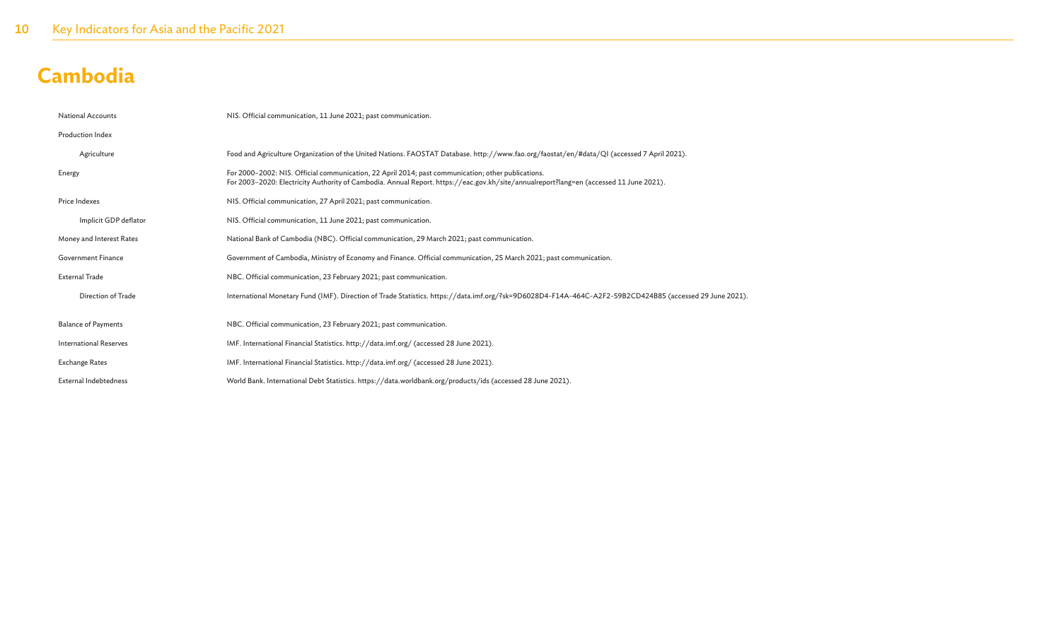# Cambodia

| | |
|---|---|
| National Accounts | NIS. Official communication, 11 June 2021; past communication. |
| Production Index | |
| Agriculture | Food and Agriculture Organization of the United Nations. FAOSTAT Database. http://www.fao.org/faostat/en/#data/QI (accessed 7 April 2021). |
| Energy | For 2000–2002: NIS. Official communication, 22 April 2014; past communication; other publications.<br>For 2003–2020: Electricity Authority of Cambodia. Annual Report. https://eac.gov.kh/site/annualreport?lang=en (accessed 11 June 2021). |
| Price Indexes | NIS. Official communication, 27 April 2021; past communication. |
| Implicit GDP deflator | NIS. Official communication, 11 June 2021; past communication. |
| Money and Interest Rates | National Bank of Cambodia (NBC). Official communication, 29 March 2021; past communication. |
| Government Finance | Government of Cambodia, Ministry of Economy and Finance. Official communication, 25 March 2021; past communication. |
| External Trade | NBC. Official communication, 23 February 2021; past communication. |
| Direction of Trade | International Monetary Fund (IMF). Direction of Trade Statistics. https://data.imf.org/?sk=9D6028D4-F14A-464C-A2F2-59B2CD424B85 (accessed 29 June 2021). |
| Balance of Payments | NBC. Official communication, 23 February 2021; past communication. |
| International Reserves | IMF. International Financial Statistics. http://data.imf.org/ (accessed 28 June 2021). |
| Exchange Rates | IMF. International Financial Statistics. http://data.imf.org/ (accessed 28 June 2021). |
| External Indebtedness | World Bank. International Debt Statistics. https://data.worldbank.org/products/ids (accessed 28 June 2021). |